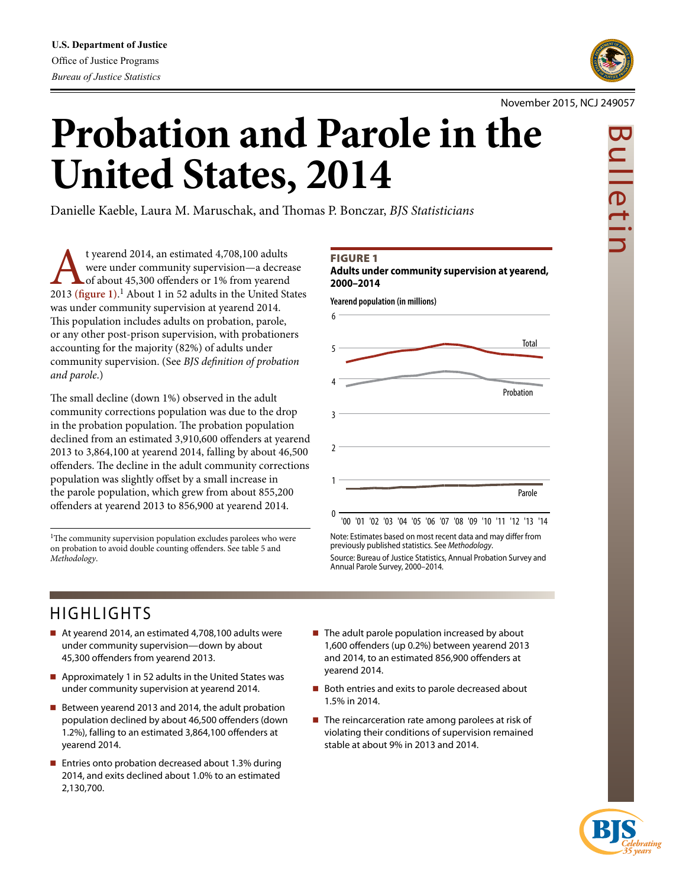U.S. Department of Justice
Office of Justice Programs
*Bureau of Justice Statistics*

November 2015, NCJ 249057

Bulletin

# Probation and Parole in the United States, 2014

Danielle Kaeble, Laura M. Maruschak, and Thomas P. Bonczar, *BJS Statisticians*

At yearend 2014, an estimated 4,708,100 adults were under community supervision—a decrease of about 45,300 offenders or 1% from yearend 2013 (**figure 1**).[1] About 1 in 52 adults in the United States was under community supervision at yearend 2014. This population includes adults on probation, parole, or any other post-prison supervision, with probationers accounting for the majority (82%) of adults under community supervision. (See *BJS definition of probation and parole*.)

The small decline (down 1%) observed in the adult community corrections population was due to the drop in the probation population. The probation population declined from an estimated 3,910,600 offenders at yearend 2013 to 3,864,100 at yearend 2014, falling by about 46,500 offenders. The decline in the adult community corrections population was slightly offset by a small increase in the parole population, which grew from about 855,200 offenders at yearend 2013 to 856,900 at yearend 2014.

[1]The community supervision population excludes parolees who were on probation to avoid double counting offenders. See table 5 and *Methodology*.

**FIGURE 1**
**Adults under community supervision at yearend, 2000–2014**

Yearend population (in millions)

Note: Estimates based on most recent data and may differ from previously published statistics. See *Methodology*.
Source: Bureau of Justice Statistics, Annual Probation Survey and Annual Parole Survey, 2000–2014.

## HIGHLIGHTS

- At yearend 2014, an estimated 4,708,100 adults were under community supervision—down by about 45,300 offenders from yearend 2013.
- Approximately 1 in 52 adults in the United States was under community supervision at yearend 2014.
- Between yearend 2013 and 2014, the adult probation population declined by about 46,500 offenders (down 1.2%), falling to an estimated 3,864,100 offenders at yearend 2014.
- Entries onto probation decreased about 1.3% during 2014, and exits declined about 1.0% to an estimated 2,130,700.
- The adult parole population increased by about 1,600 offenders (up 0.2%) between yearend 2013 and 2014, to an estimated 856,900 offenders at yearend 2014.
- Both entries and exits to parole decreased about 1.5% in 2014.
- The reincarceration rate among parolees at risk of violating their conditions of supervision remained stable at about 9% in 2013 and 2014.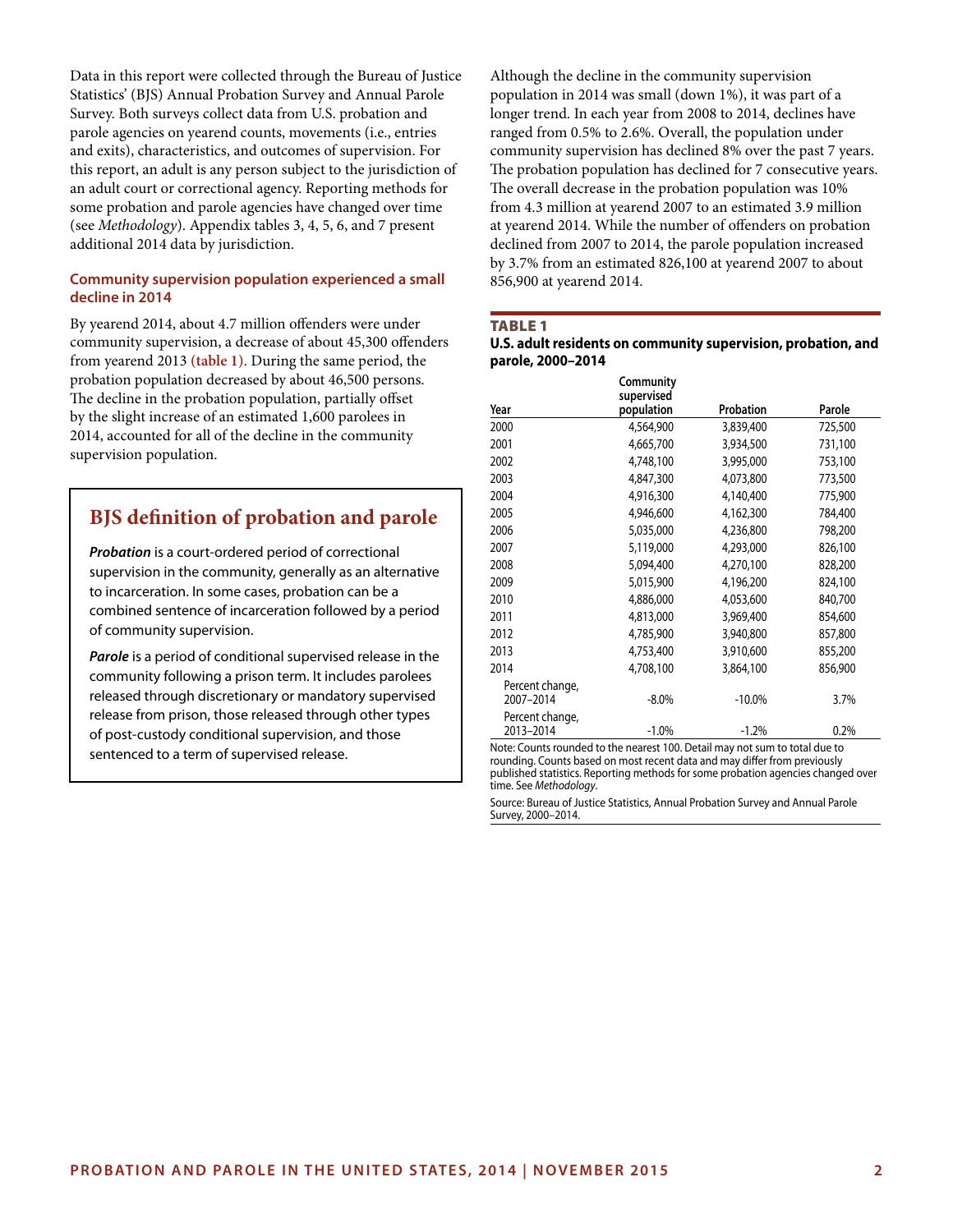Data in this report were collected through the Bureau of Justice Statistics' (BJS) Annual Probation Survey and Annual Parole Survey. Both surveys collect data from U.S. probation and parole agencies on yearend counts, movements (i.e., entries and exits), characteristics, and outcomes of supervision. For this report, an adult is any person subject to the jurisdiction of an adult court or correctional agency. Reporting methods for some probation and parole agencies have changed over time (see *Methodology*). Appendix tables 3, 4, 5, 6, and 7 present additional 2014 data by jurisdiction.

### Community supervision population experienced a small decline in 2014

By yearend 2014, about 4.7 million offenders were under community supervision, a decrease of about 45,300 offenders from yearend 2013 **(table 1)**. During the same period, the probation population decreased by about 46,500 persons. The decline in the probation population, partially offset by the slight increase of an estimated 1,600 parolees in 2014, accounted for all of the decline in the community supervision population.

> ## BJS definition of probation and parole
>
> ***Probation*** is a court-ordered period of correctional supervision in the community, generally as an alternative to incarceration. In some cases, probation can be a combined sentence of incarceration followed by a period of community supervision.
>
> ***Parole*** is a period of conditional supervised release in the community following a prison term. It includes parolees released through discretionary or mandatory supervised release from prison, those released through other types of post-custody conditional supervision, and those sentenced to a term of supervised release.

Although the decline in the community supervision population in 2014 was small (down 1%), it was part of a longer trend. In each year from 2008 to 2014, declines have ranged from 0.5% to 2.6%. Overall, the population under community supervision has declined 8% over the past 7 years. The probation population has declined for 7 consecutive years. The overall decrease in the probation population was 10% from 4.3 million at yearend 2007 to an estimated 3.9 million at yearend 2014. While the number of offenders on probation declined from 2007 to 2014, the parole population increased by 3.7% from an estimated 826,100 at yearend 2007 to about 856,900 at yearend 2014.

**TABLE 1**
**U.S. adult residents on community supervision, probation, and parole, 2000–2014**

| Year | Community supervised population | Probation | Parole |
|---|---|---|---|
| 2000 | 4,564,900 | 3,839,400 | 725,500 |
| 2001 | 4,665,700 | 3,934,500 | 731,100 |
| 2002 | 4,748,100 | 3,995,000 | 753,100 |
| 2003 | 4,847,300 | 4,073,800 | 773,500 |
| 2004 | 4,916,300 | 4,140,400 | 775,900 |
| 2005 | 4,946,600 | 4,162,300 | 784,400 |
| 2006 | 5,035,000 | 4,236,800 | 798,200 |
| 2007 | 5,119,000 | 4,293,000 | 826,100 |
| 2008 | 5,094,400 | 4,270,100 | 828,200 |
| 2009 | 5,015,900 | 4,196,200 | 824,100 |
| 2010 | 4,886,000 | 4,053,600 | 840,700 |
| 2011 | 4,813,000 | 3,969,400 | 854,600 |
| 2012 | 4,785,900 | 3,940,800 | 857,800 |
| 2013 | 4,753,400 | 3,910,600 | 855,200 |
| 2014 | 4,708,100 | 3,864,100 | 856,900 |
| Percent change, 2007–2014 | -8.0% | -10.0% | 3.7% |
| Percent change, 2013–2014 | -1.0% | -1.2% | 0.2% |

Note: Counts rounded to the nearest 100. Detail may not sum to total due to rounding. Counts based on most recent data and may differ from previously published statistics. Reporting methods for some probation agencies changed over time. See *Methodology*.

Source: Bureau of Justice Statistics, Annual Probation Survey and Annual Parole Survey, 2000–2014.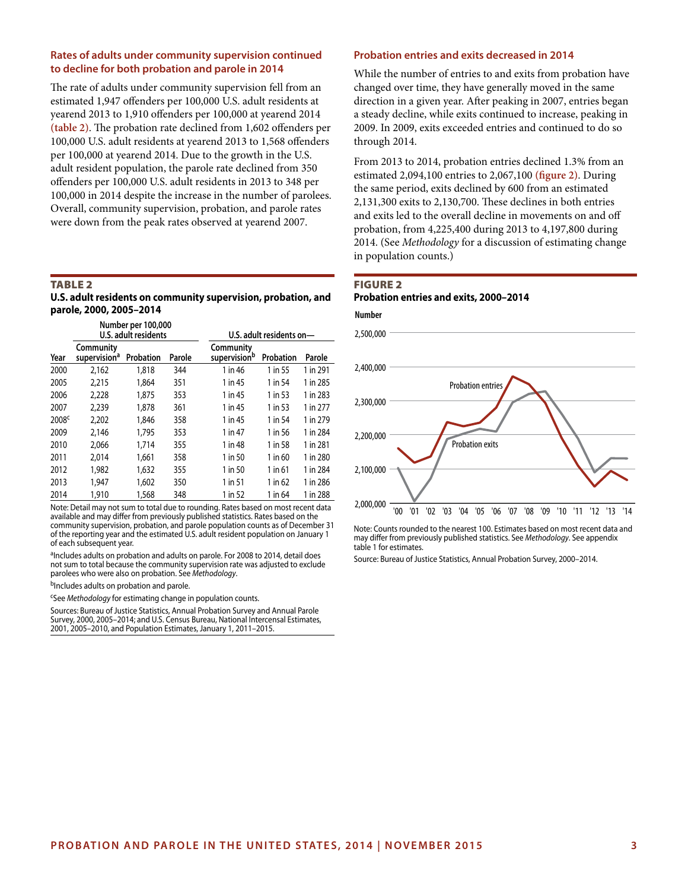### Rates of adults under community supervision continued to decline for both probation and parole in 2014

The rate of adults under community supervision fell from an estimated 1,947 offenders per 100,000 U.S. adult residents at yearend 2013 to 1,910 offenders per 100,000 at yearend 2014 **(table 2)**. The probation rate declined from 1,602 offenders per 100,000 U.S. adult residents at yearend 2013 to 1,568 offenders per 100,000 at yearend 2014. Due to the growth in the U.S. adult resident population, the parole rate declined from 350 offenders per 100,000 U.S. adult residents in 2013 to 348 per 100,000 in 2014 despite the increase in the number of parolees. Overall, community supervision, probation, and parole rates were down from the peak rates observed at yearend 2007.

**TABLE 2**
**U.S. adult residents on community supervision, probation, and parole, 2000, 2005–2014**

| | Number per 100,000 U.S. adult residents | | | U.S. adult residents on— | | |
|---|---|---|---|---|---|---|
| Year | Community supervision[a] | Probation | Parole | Community supervision[b] | Probation | Parole |
| 2000 | 2,162 | 1,818 | 344 | 1 in 46 | 1 in 55 | 1 in 291 |
| 2005 | 2,215 | 1,864 | 351 | 1 in 45 | 1 in 54 | 1 in 285 |
| 2006 | 2,228 | 1,875 | 353 | 1 in 45 | 1 in 53 | 1 in 283 |
| 2007 | 2,239 | 1,878 | 361 | 1 in 45 | 1 in 53 | 1 in 277 |
| 2008[c] | 2,202 | 1,846 | 358 | 1 in 45 | 1 in 54 | 1 in 279 |
| 2009 | 2,146 | 1,795 | 353 | 1 in 47 | 1 in 56 | 1 in 284 |
| 2010 | 2,066 | 1,714 | 355 | 1 in 48 | 1 in 58 | 1 in 281 |
| 2011 | 2,014 | 1,661 | 358 | 1 in 50 | 1 in 60 | 1 in 280 |
| 2012 | 1,982 | 1,632 | 355 | 1 in 50 | 1 in 61 | 1 in 284 |
| 2013 | 1,947 | 1,602 | 350 | 1 in 51 | 1 in 62 | 1 in 286 |
| 2014 | 1,910 | 1,568 | 348 | 1 in 52 | 1 in 64 | 1 in 288 |

Note: Detail may not sum to total due to rounding. Rates based on most recent data available and may differ from previously published statistics. Rates based on the community supervision, probation, and parole population counts as of December 31 of the reporting year and the estimated U.S. adult resident population on January 1 of each subsequent year.

[a]Includes adults on probation and adults on parole. For 2008 to 2014, detail does not sum to total because the community supervision rate was adjusted to exclude parolees who were also on probation. See *Methodology*.

[b]Includes adults on probation and parole.

[c]See *Methodology* for estimating change in population counts.

Sources: Bureau of Justice Statistics, Annual Probation Survey and Annual Parole Survey, 2000, 2005–2014; and U.S. Census Bureau, National Intercensal Estimates, 2001, 2005–2010, and Population Estimates, January 1, 2011–2015.

### Probation entries and exits decreased in 2014

While the number of entries to and exits from probation have changed over time, they have generally moved in the same direction in a given year. After peaking in 2007, entries began a steady decline, while exits continued to increase, peaking in 2009. In 2009, exits exceeded entries and continued to do so through 2014.

From 2013 to 2014, probation entries declined 1.3% from an estimated 2,094,100 entries to 2,067,100 **(figure 2)**. During the same period, exits declined by 600 from an estimated 2,131,300 exits to 2,130,700. These declines in both entries and exits led to the overall decline in movements on and off probation, from 4,225,400 during 2013 to 4,197,800 during 2014. (See *Methodology* for a discussion of estimating change in population counts.)

**FIGURE 2**
**Probation entries and exits, 2000–2014**

Note: Counts rounded to the nearest 100. Estimates based on most recent data and may differ from previously published statistics. See *Methodology*. See appendix table 1 for estimates.

Source: Bureau of Justice Statistics, Annual Probation Survey, 2000–2014.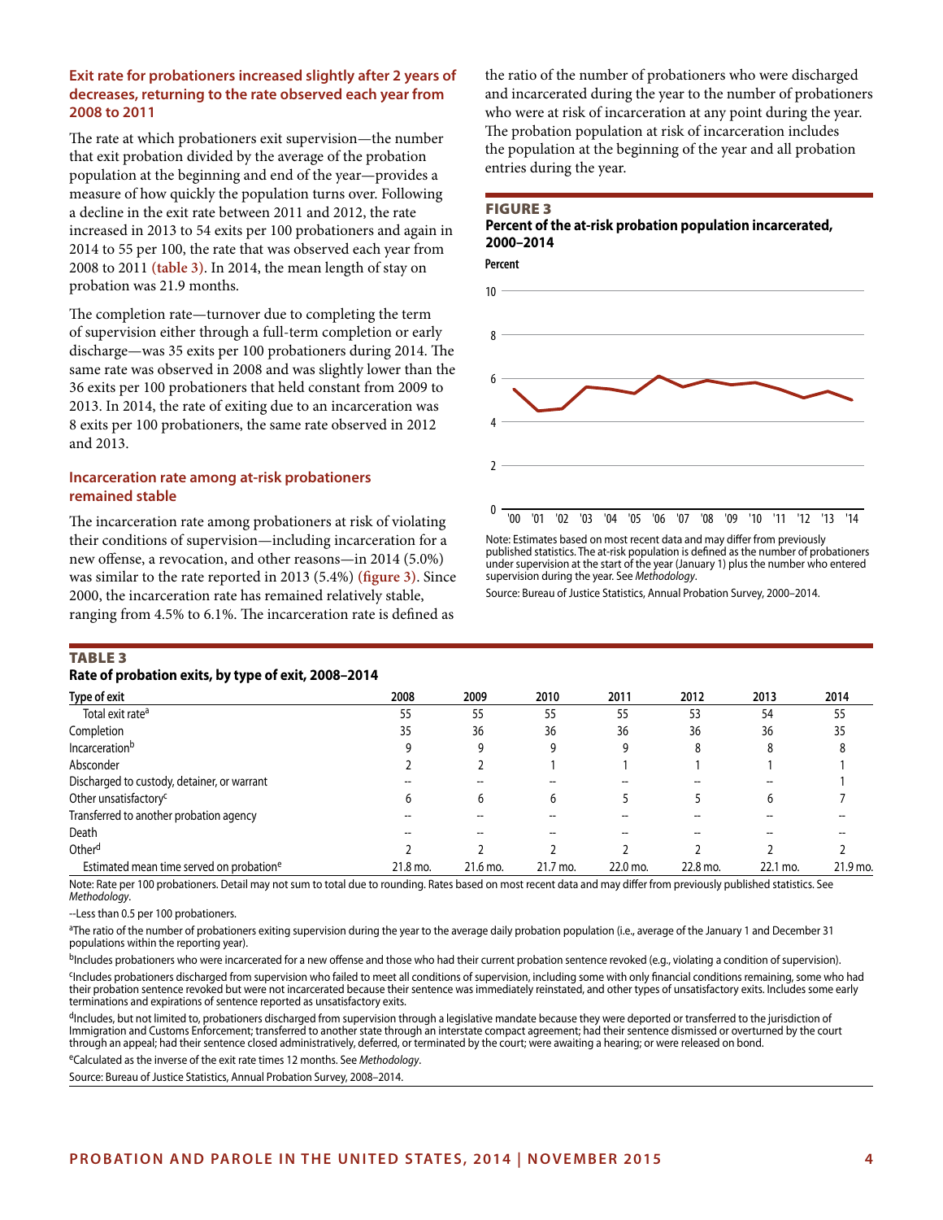### Exit rate for probationers increased slightly after 2 years of decreases, returning to the rate observed each year from 2008 to 2011

The rate at which probationers exit supervision—the number that exit probation divided by the average of the probation population at the beginning and end of the year—provides a measure of how quickly the population turns over. Following a decline in the exit rate between 2011 and 2012, the rate increased in 2013 to 54 exits per 100 probationers and again in 2014 to 55 per 100, the rate that was observed each year from 2008 to 2011 **(table 3)**. In 2014, the mean length of stay on probation was 21.9 months.

The completion rate—turnover due to completing the term of supervision either through a full-term completion or early discharge—was 35 exits per 100 probationers during 2014. The same rate was observed in 2008 and was slightly lower than the 36 exits per 100 probationers that held constant from 2009 to 2013. In 2014, the rate of exiting due to an incarceration was 8 exits per 100 probationers, the same rate observed in 2012 and 2013.

### Incarceration rate among at-risk probationers remained stable

The incarceration rate among probationers at risk of violating their conditions of supervision—including incarceration for a new offense, a revocation, and other reasons—in 2014 (5.0%) was similar to the rate reported in 2013 (5.4%) **(figure 3)**. Since 2000, the incarceration rate has remained relatively stable, ranging from 4.5% to 6.1%. The incarceration rate is defined as the ratio of the number of probationers who were discharged and incarcerated during the year to the number of probationers who were at risk of incarceration at any point during the year. The probation population at risk of incarceration includes the population at the beginning of the year and all probation entries during the year.

**FIGURE 3**

**Percent of the at-risk probation population incarcerated, 2000–2014**

Note: Estimates based on most recent data and may differ from previously published statistics. The at-risk population is defined as the number of probationers under supervision at the start of the year (January 1) plus the number who entered supervision during the year. See *Methodology*.

Source: Bureau of Justice Statistics, Annual Probation Survey, 2000–2014.

**TABLE 3**

**Rate of probation exits, by type of exit, 2008–2014**

| Type of exit | 2008 | 2009 | 2010 | 2011 | 2012 | 2013 | 2014 |
|---|---|---|---|---|---|---|---|
| Total exit rate[a] | 55 | 55 | 55 | 55 | 53 | 54 | 55 |
| Completion | 35 | 36 | 36 | 36 | 36 | 36 | 35 |
| Incarceration[b] | 9 | 9 | 9 | 9 | 8 | 8 | 8 |
| Absconder | 2 | 2 | 1 | 1 | 1 | 1 | 1 |
| Discharged to custody, detainer, or warrant | -- | -- | -- | -- | -- | -- | 1 |
| Other unsatisfactory[c] | 6 | 6 | 6 | 5 | 5 | 6 | 7 |
| Transferred to another probation agency | -- | -- | -- | -- | -- | -- | -- |
| Death | -- | -- | -- | -- | -- | -- | -- |
| Other[d] | 2 | 2 | 2 | 2 | 2 | 2 | 2 |
| Estimated mean time served on probation[e] | 21.8 mo. | 21.6 mo. | 21.7 mo. | 22.0 mo. | 22.8 mo. | 22.1 mo. | 21.9 mo. |

Note: Rate per 100 probationers. Detail may not sum to total due to rounding. Rates based on most recent data and may differ from previously published statistics. See *Methodology*.

--Less than 0.5 per 100 probationers.

[a]The ratio of the number of probationers exiting supervision during the year to the average daily probation population (i.e., average of the January 1 and December 31 populations within the reporting year).

[b]Includes probationers who were incarcerated for a new offense and those who had their current probation sentence revoked (e.g., violating a condition of supervision).

[c]Includes probationers discharged from supervision who failed to meet all conditions of supervision, including some with only financial conditions remaining, some who had their probation sentence revoked but were not incarcerated because their sentence was immediately reinstated, and other types of unsatisfactory exits. Includes some early terminations and expirations of sentence reported as unsatisfactory exits.

[d]Includes, but not limited to, probationers discharged from supervision through a legislative mandate because they were deported or transferred to the jurisdiction of Immigration and Customs Enforcement; transferred to another state through an interstate compact agreement; had their sentence dismissed or overturned by the court through an appeal; had their sentence closed administratively, deferred, or terminated by the court; were awaiting a hearing; or were released on bond.

[e]Calculated as the inverse of the exit rate times 12 months. See *Methodology*.

Source: Bureau of Justice Statistics, Annual Probation Survey, 2008–2014.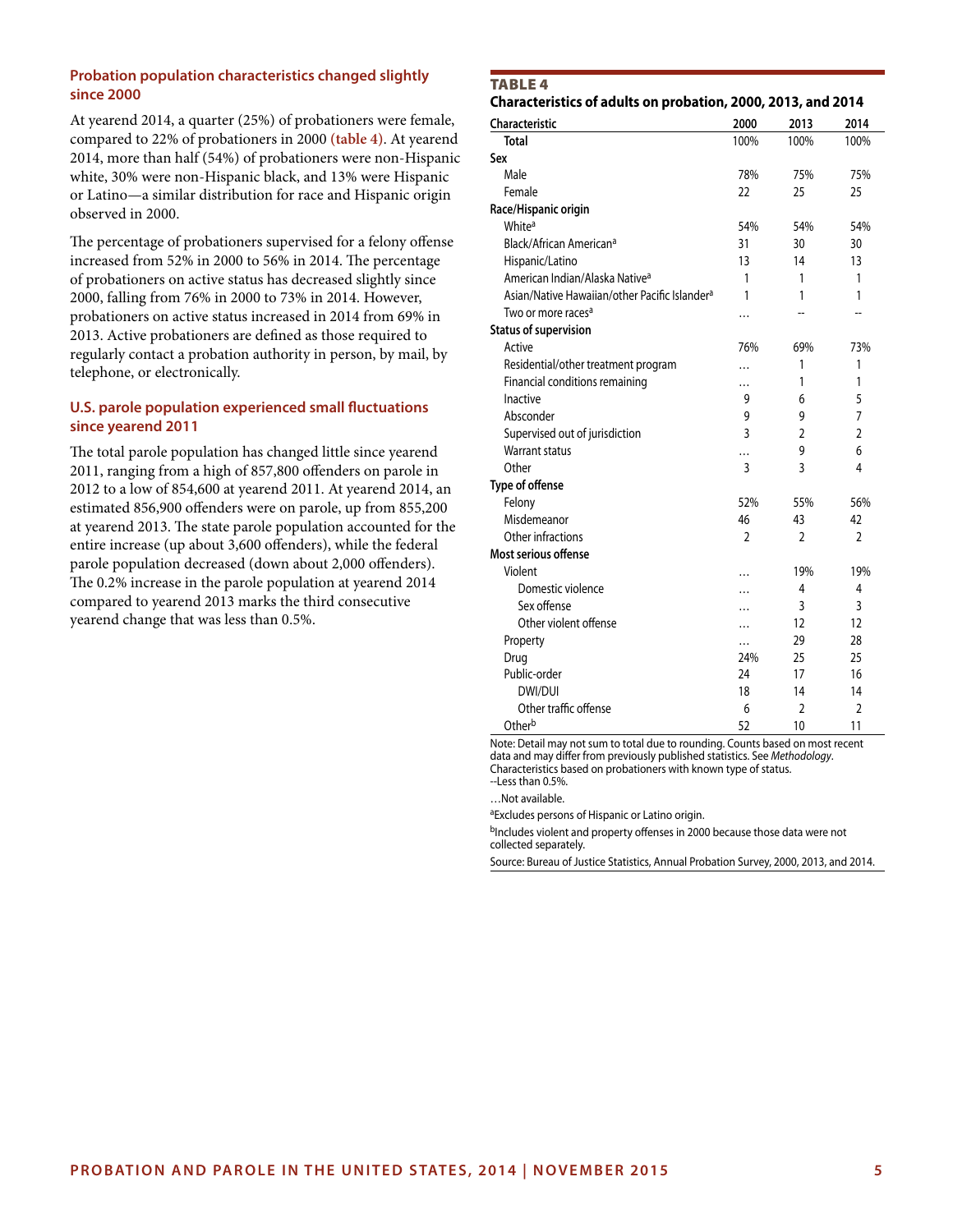### Probation population characteristics changed slightly since 2000

At yearend 2014, a quarter (25%) of probationers were female, compared to 22% of probationers in 2000 **(table 4)**. At yearend 2014, more than half (54%) of probationers were non-Hispanic white, 30% were non-Hispanic black, and 13% were Hispanic or Latino—a similar distribution for race and Hispanic origin observed in 2000.

The percentage of probationers supervised for a felony offense increased from 52% in 2000 to 56% in 2014. The percentage of probationers on active status has decreased slightly since 2000, falling from 76% in 2000 to 73% in 2014. However, probationers on active status increased in 2014 from 69% in 2013. Active probationers are defined as those required to regularly contact a probation authority in person, by mail, by telephone, or electronically.

### U.S. parole population experienced small fluctuations since yearend 2011

The total parole population has changed little since yearend 2011, ranging from a high of 857,800 offenders on parole in 2012 to a low of 854,600 at yearend 2011. At yearend 2014, an estimated 856,900 offenders were on parole, up from 855,200 at yearend 2013. The state parole population accounted for the entire increase (up about 3,600 offenders), while the federal parole population decreased (down about 2,000 offenders). The 0.2% increase in the parole population at yearend 2014 compared to yearend 2013 marks the third consecutive yearend change that was less than 0.5%.

**TABLE 4**
**Characteristics of adults on probation, 2000, 2013, and 2014**

| Characteristic | 2000 | 2013 | 2014 |
|---|---|---|---|
| **Total** | 100% | 100% | 100% |
| **Sex** | | | |
| Male | 78% | 75% | 75% |
| Female | 22 | 25 | 25 |
| **Race/Hispanic origin** | | | |
| White[a] | 54% | 54% | 54% |
| Black/African American[a] | 31 | 30 | 30 |
| Hispanic/Latino | 13 | 14 | 13 |
| American Indian/Alaska Native[a] | 1 | 1 | 1 |
| Asian/Native Hawaiian/other Pacific Islander[a] | 1 | 1 | 1 |
| Two or more races[a] | … | -- | -- |
| **Status of supervision** | | | |
| Active | 76% | 69% | 73% |
| Residential/other treatment program | … | 1 | 1 |
| Financial conditions remaining | … | 1 | 1 |
| Inactive | 9 | 6 | 5 |
| Absconder | 9 | 9 | 7 |
| Supervised out of jurisdiction | 3 | 2 | 2 |
| Warrant status | … | 9 | 6 |
| Other | 3 | 3 | 4 |
| **Type of offense** | | | |
| Felony | 52% | 55% | 56% |
| Misdemeanor | 46 | 43 | 42 |
| Other infractions | 2 | 2 | 2 |
| **Most serious offense** | | | |
| Violent | … | 19% | 19% |
| Domestic violence | … | 4 | 4 |
| Sex offense | … | 3 | 3 |
| Other violent offense | … | 12 | 12 |
| Property | … | 29 | 28 |
| Drug | 24% | 25 | 25 |
| Public-order | 24 | 17 | 16 |
| DWI/DUI | 18 | 14 | 14 |
| Other traffic offense | 6 | 2 | 2 |
| Other[b] | 52 | 10 | 11 |

Note: Detail may not sum to total due to rounding. Counts based on most recent data and may differ from previously published statistics. See *Methodology*. Characteristics based on probationers with known type of status.
--Less than 0.5%.

…Not available.

[a]Excludes persons of Hispanic or Latino origin.

[b]Includes violent and property offenses in 2000 because those data were not collected separately.

Source: Bureau of Justice Statistics, Annual Probation Survey, 2000, 2013, and 2014.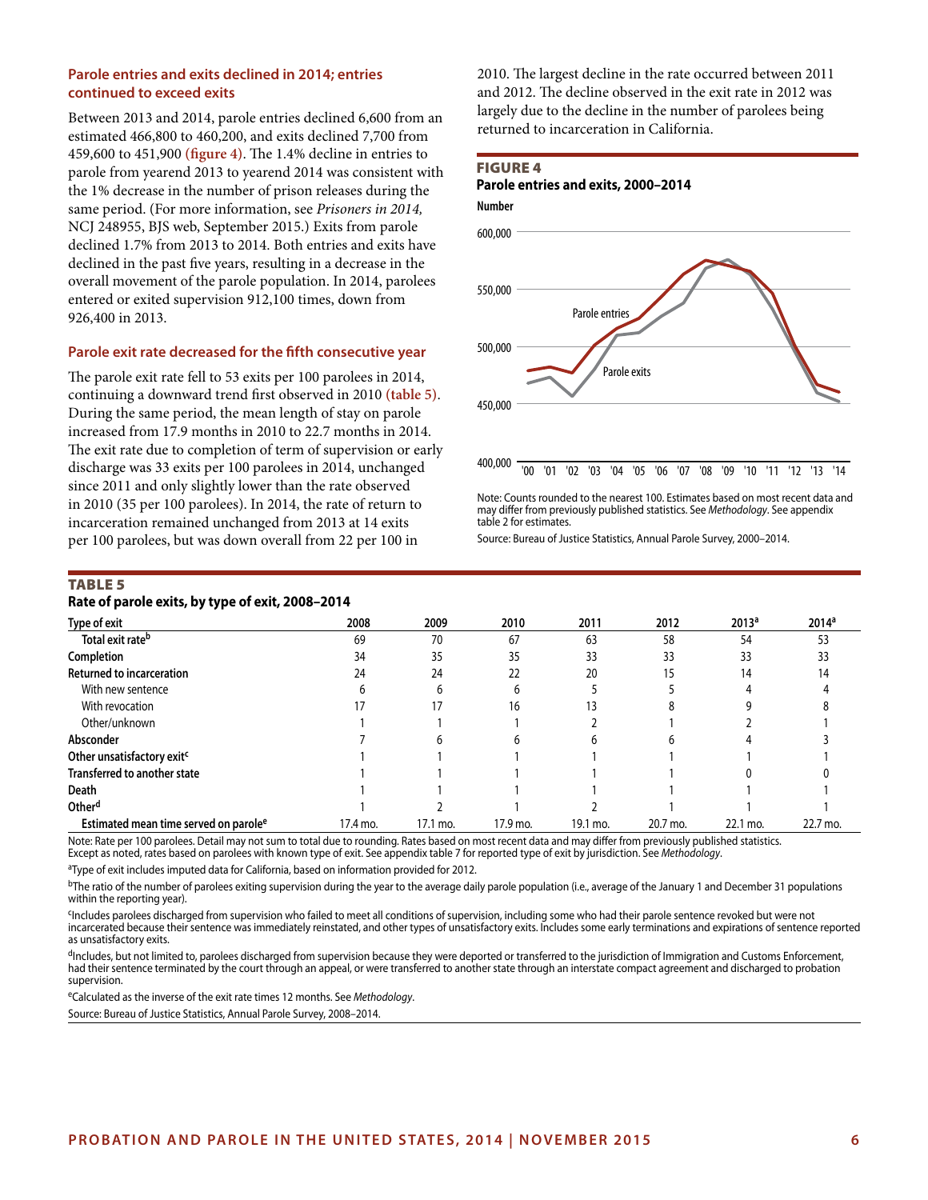### Parole entries and exits declined in 2014; entries continued to exceed exits

Between 2013 and 2014, parole entries declined 6,600 from an estimated 466,800 to 460,200, and exits declined 7,700 from 459,600 to 451,900 **(figure 4)**. The 1.4% decline in entries to parole from yearend 2013 to yearend 2014 was consistent with the 1% decrease in the number of prison releases during the same period. (For more information, see *Prisoners in 2014,* NCJ 248955, BJS web, September 2015.) Exits from parole declined 1.7% from 2013 to 2014. Both entries and exits have declined in the past five years, resulting in a decrease in the overall movement of the parole population. In 2014, parolees entered or exited supervision 912,100 times, down from 926,400 in 2013.

### Parole exit rate decreased for the fifth consecutive year

The parole exit rate fell to 53 exits per 100 parolees in 2014, continuing a downward trend first observed in 2010 **(table 5)**. During the same period, the mean length of stay on parole increased from 17.9 months in 2010 to 22.7 months in 2014. The exit rate due to completion of term of supervision or early discharge was 33 exits per 100 parolees in 2014, unchanged since 2011 and only slightly lower than the rate observed in 2010 (35 per 100 parolees). In 2014, the rate of return to incarceration remained unchanged from 2013 at 14 exits per 100 parolees, but was down overall from 22 per 100 in 2010. The largest decline in the rate occurred between 2011 and 2012. The decline observed in the exit rate in 2012 was largely due to the decline in the number of parolees being returned to incarceration in California.

**FIGURE 4**
**Parole entries and exits, 2000–2014**

Number

600,000
550,000
500,000
450,000
400,000

Parole entries
Parole exits

'00 '01 '02 '03 '04 '05 '06 '07 '08 '09 '10 '11 '12 '13 '14

Note: Counts rounded to the nearest 100. Estimates based on most recent data and may differ from previously published statistics. See *Methodology*. See appendix table 2 for estimates.

Source: Bureau of Justice Statistics, Annual Parole Survey, 2000–2014.

**TABLE 5**
**Rate of parole exits, by type of exit, 2008–2014**

| Type of exit | 2008 | 2009 | 2010 | 2011 | 2012 | 2013[a] | 2014[a] |
|---|---|---|---|---|---|---|---|
| Total exit rate[b] | 69 | 70 | 67 | 63 | 58 | 54 | 53 |
| **Completion** | 34 | 35 | 35 | 33 | 33 | 33 | 33 |
| **Returned to incarceration** | 24 | 24 | 22 | 20 | 15 | 14 | 14 |
| With new sentence | 6 | 6 | 6 | 5 | 5 | 4 | 4 |
| With revocation | 17 | 17 | 16 | 13 | 8 | 9 | 8 |
| Other/unknown | 1 | 1 | 1 | 2 | 1 | 2 | 1 |
| **Absconder** | 7 | 6 | 6 | 6 | 6 | 4 | 3 |
| **Other unsatisfactory exit[c]** | 1 | 1 | 1 | 1 | 1 | 1 | 1 |
| **Transferred to another state** | 1 | 1 | 1 | 1 | 1 | 0 | 0 |
| **Death** | 1 | 1 | 1 | 1 | 1 | 1 | 1 |
| **Other[d]** | 1 | 2 | 1 | 2 | 1 | 1 | 1 |
| Estimated mean time served on parole[e] | 17.4 mo. | 17.1 mo. | 17.9 mo. | 19.1 mo. | 20.7 mo. | 22.1 mo. | 22.7 mo. |

Note: Rate per 100 parolees. Detail may not sum to total due to rounding. Rates based on most recent data and may differ from previously published statistics. Except as noted, rates based on parolees with known type of exit. See appendix table 7 for reported type of exit by jurisdiction. See *Methodology*.

[a]Type of exit includes imputed data for California, based on information provided for 2012.

[b]The ratio of the number of parolees exiting supervision during the year to the average daily parole population (i.e., average of the January 1 and December 31 populations within the reporting year).

[c]Includes parolees discharged from supervision who failed to meet all conditions of supervision, including some who had their parole sentence revoked but were not incarcerated because their sentence was immediately reinstated, and other types of unsatisfactory exits. Includes some early terminations and expirations of sentence reported as unsatisfactory exits.

[d]Includes, but not limited to, parolees discharged from supervision because they were deported or transferred to the jurisdiction of Immigration and Customs Enforcement, had their sentence terminated by the court through an appeal, or were transferred to another state through an interstate compact agreement and discharged to probation supervision.

[e]Calculated as the inverse of the exit rate times 12 months. See *Methodology*.

Source: Bureau of Justice Statistics, Annual Parole Survey, 2008–2014.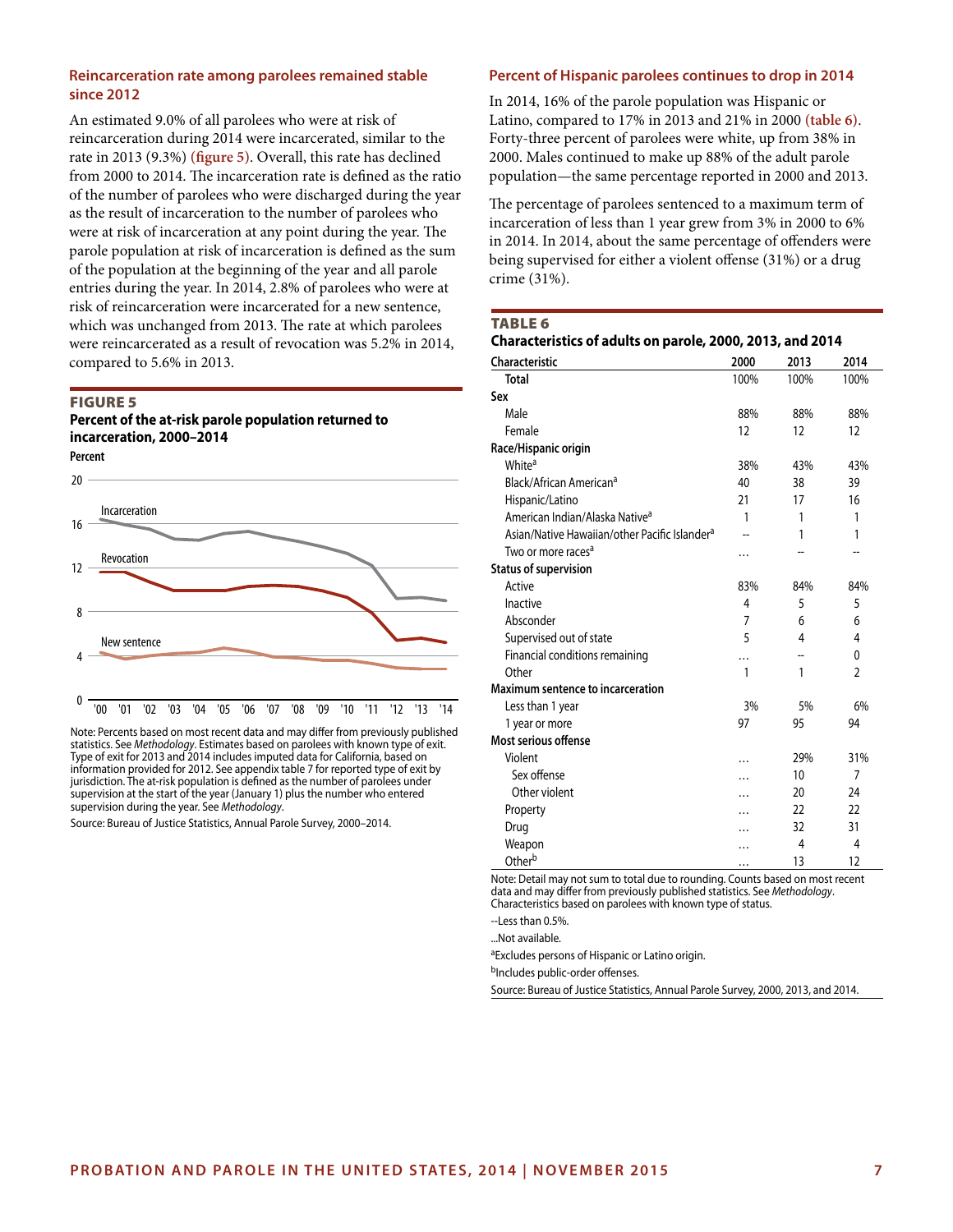## Reincarceration rate among parolees remained stable since 2012

An estimated 9.0% of all parolees who were at risk of reincarceration during 2014 were incarcerated, similar to the rate in 2013 (9.3%) **(figure 5)**. Overall, this rate has declined from 2000 to 2014. The incarceration rate is defined as the ratio of the number of parolees who were discharged during the year as the result of incarceration to the number of parolees who were at risk of incarceration at any point during the year. The parole population at risk of incarceration is defined as the sum of the population at the beginning of the year and all parole entries during the year. In 2014, 2.8% of parolees who were at risk of reincarceration were incarcerated for a new sentence, which was unchanged from 2013. The rate at which parolees were reincarcerated as a result of revocation was 5.2% in 2014, compared to 5.6% in 2013.

**FIGURE 5**

**Percent of the at-risk parole population returned to incarceration, 2000–2014**

Percent

Note: Percents based on most recent data and may differ from previously published statistics. See *Methodology*. Estimates based on parolees with known type of exit. Type of exit for 2013 and 2014 includes imputed data for California, based on information provided for 2012. See appendix table 7 for reported type of exit by jurisdiction. The at-risk population is defined as the number of parolees under supervision at the start of the year (January 1) plus the number who entered supervision during the year. See *Methodology*.

Source: Bureau of Justice Statistics, Annual Parole Survey, 2000–2014.

## Percent of Hispanic parolees continues to drop in 2014

In 2014, 16% of the parole population was Hispanic or Latino, compared to 17% in 2013 and 21% in 2000 **(table 6)**. Forty-three percent of parolees were white, up from 38% in 2000. Males continued to make up 88% of the adult parole population—the same percentage reported in 2000 and 2013.

The percentage of parolees sentenced to a maximum term of incarceration of less than 1 year grew from 3% in 2000 to 6% in 2014. In 2014, about the same percentage of offenders were being supervised for either a violent offense (31%) or a drug crime (31%).

**TABLE 6**

**Characteristics of adults on parole, 2000, 2013, and 2014**

| Characteristic | 2000 | 2013 | 2014 |
|---|---|---|---|
| Total | 100% | 100% | 100% |
| **Sex** | | | |
| Male | 88% | 88% | 88% |
| Female | 12 | 12 | 12 |
| **Race/Hispanic origin** | | | |
| White[a] | 38% | 43% | 43% |
| Black/African American[a] | 40 | 38 | 39 |
| Hispanic/Latino | 21 | 17 | 16 |
| American Indian/Alaska Native[a] | 1 | 1 | 1 |
| Asian/Native Hawaiian/other Pacific Islander[a] | -- | 1 | 1 |
| Two or more races[a] | … | -- | -- |
| **Status of supervision** | | | |
| Active | 83% | 84% | 84% |
| Inactive | 4 | 5 | 5 |
| Absconder | 7 | 6 | 6 |
| Supervised out of state | 5 | 4 | 4 |
| Financial conditions remaining | … | -- | 0 |
| Other | 1 | 1 | 2 |
| **Maximum sentence to incarceration** | | | |
| Less than 1 year | 3% | 5% | 6% |
| 1 year or more | 97 | 95 | 94 |
| **Most serious offense** | | | |
| Violent | … | 29% | 31% |
| Sex offense | … | 10 | 7 |
| Other violent | … | 20 | 24 |
| Property | … | 22 | 22 |
| Drug | … | 32 | 31 |
| Weapon | … | 4 | 4 |
| Other[b] | … | 13 | 12 |

Note: Detail may not sum to total due to rounding. Counts based on most recent data and may differ from previously published statistics. See *Methodology*. Characteristics based on parolees with known type of status.

--Less than 0.5%.

…Not available.

[a]Excludes persons of Hispanic or Latino origin.

[b]Includes public-order offenses.

Source: Bureau of Justice Statistics, Annual Parole Survey, 2000, 2013, and 2014.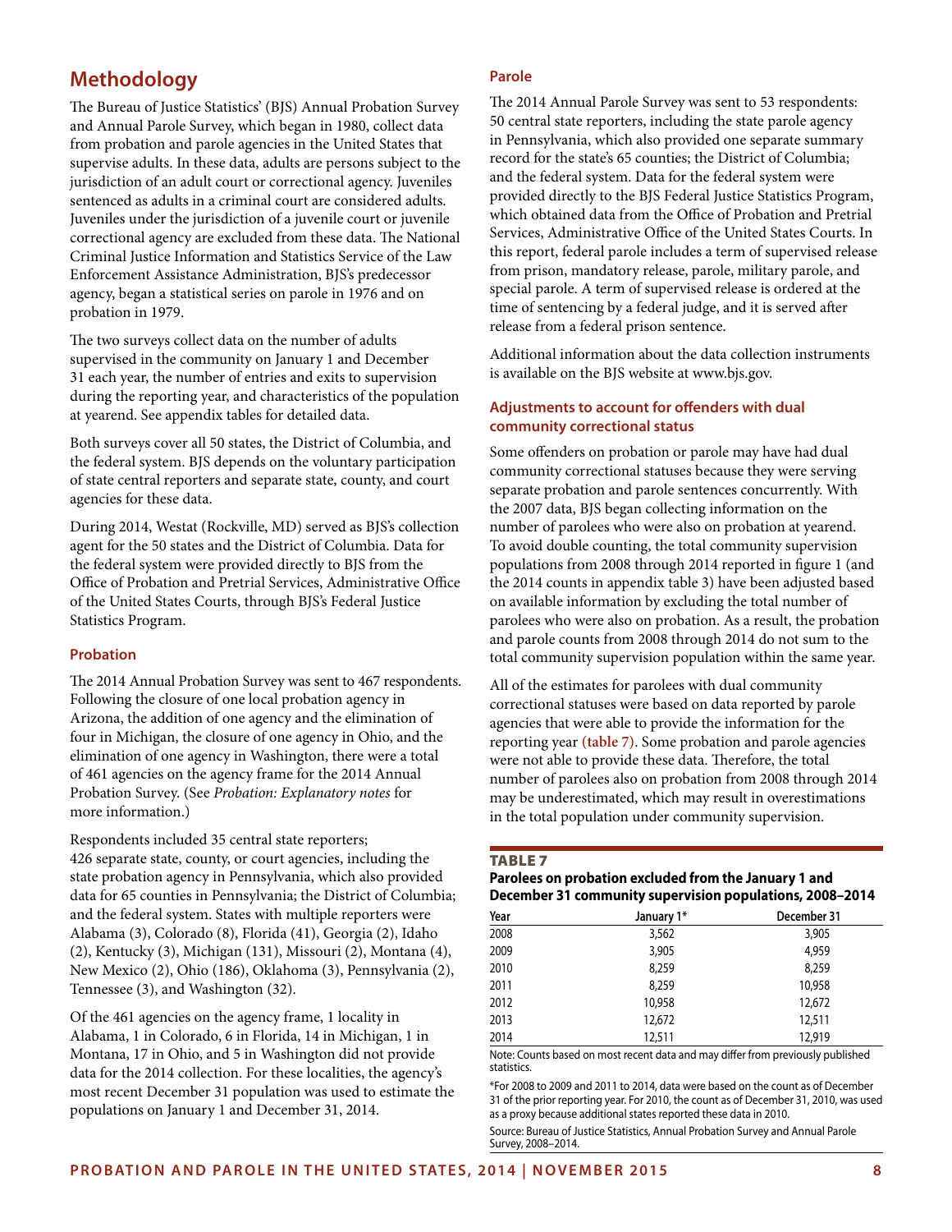## Methodology

The Bureau of Justice Statistics' (BJS) Annual Probation Survey and Annual Parole Survey, which began in 1980, collect data from probation and parole agencies in the United States that supervise adults. In these data, adults are persons subject to the jurisdiction of an adult court or correctional agency. Juveniles sentenced as adults in a criminal court are considered adults. Juveniles under the jurisdiction of a juvenile court or juvenile correctional agency are excluded from these data. The National Criminal Justice Information and Statistics Service of the Law Enforcement Assistance Administration, BJS's predecessor agency, began a statistical series on parole in 1976 and on probation in 1979.

The two surveys collect data on the number of adults supervised in the community on January 1 and December 31 each year, the number of entries and exits to supervision during the reporting year, and characteristics of the population at yearend. See appendix tables for detailed data.

Both surveys cover all 50 states, the District of Columbia, and the federal system. BJS depends on the voluntary participation of state central reporters and separate state, county, and court agencies for these data.

During 2014, Westat (Rockville, MD) served as BJS's collection agent for the 50 states and the District of Columbia. Data for the federal system were provided directly to BJS from the Office of Probation and Pretrial Services, Administrative Office of the United States Courts, through BJS's Federal Justice Statistics Program.

### Probation

The 2014 Annual Probation Survey was sent to 467 respondents. Following the closure of one local probation agency in Arizona, the addition of one agency and the elimination of four in Michigan, the closure of one agency in Ohio, and the elimination of one agency in Washington, there were a total of 461 agencies on the agency frame for the 2014 Annual Probation Survey. (See *Probation: Explanatory notes* for more information.)

Respondents included 35 central state reporters; 426 separate state, county, or court agencies, including the state probation agency in Pennsylvania, which also provided data for 65 counties in Pennsylvania; the District of Columbia; and the federal system. States with multiple reporters were Alabama (3), Colorado (8), Florida (41), Georgia (2), Idaho (2), Kentucky (3), Michigan (131), Missouri (2), Montana (4), New Mexico (2), Ohio (186), Oklahoma (3), Pennsylvania (2), Tennessee (3), and Washington (32).

Of the 461 agencies on the agency frame, 1 locality in Alabama, 1 in Colorado, 6 in Florida, 14 in Michigan, 1 in Montana, 17 in Ohio, and 5 in Washington did not provide data for the 2014 collection. For these localities, the agency's most recent December 31 population was used to estimate the populations on January 1 and December 31, 2014.

### Parole

The 2014 Annual Parole Survey was sent to 53 respondents: 50 central state reporters, including the state parole agency in Pennsylvania, which also provided one separate summary record for the state's 65 counties; the District of Columbia; and the federal system. Data for the federal system were provided directly to the BJS Federal Justice Statistics Program, which obtained data from the Office of Probation and Pretrial Services, Administrative Office of the United States Courts. In this report, federal parole includes a term of supervised release from prison, mandatory release, parole, military parole, and special parole. A term of supervised release is ordered at the time of sentencing by a federal judge, and it is served after release from a federal prison sentence.

Additional information about the data collection instruments is available on the BJS website at www.bjs.gov.

### Adjustments to account for offenders with dual community correctional status

Some offenders on probation or parole may have had dual community correctional statuses because they were serving separate probation and parole sentences concurrently. With the 2007 data, BJS began collecting information on the number of parolees who were also on probation at yearend. To avoid double counting, the total community supervision populations from 2008 through 2014 reported in figure 1 (and the 2014 counts in appendix table 3) have been adjusted based on available information by excluding the total number of parolees who were also on probation. As a result, the probation and parole counts from 2008 through 2014 do not sum to the total community supervision population within the same year.

All of the estimates for parolees with dual community correctional statuses were based on data reported by parole agencies that were able to provide the information for the reporting year (table 7). Some probation and parole agencies were not able to provide these data. Therefore, the total number of parolees also on probation from 2008 through 2014 may be underestimated, which may result in overestimations in the total population under community supervision.

**TABLE 7**
**Parolees on probation excluded from the January 1 and December 31 community supervision populations, 2008–2014**

| Year | January 1* | December 31 |
|---|---|---|
| 2008 | 3,562 | 3,905 |
| 2009 | 3,905 | 4,959 |
| 2010 | 8,259 | 8,259 |
| 2011 | 8,259 | 10,958 |
| 2012 | 10,958 | 12,672 |
| 2013 | 12,672 | 12,511 |
| 2014 | 12,511 | 12,919 |

Note: Counts based on most recent data and may differ from previously published statistics.

*For 2008 to 2009 and 2011 to 2014, data were based on the count as of December 31 of the prior reporting year. For 2010, the count as of December 31, 2010, was used as a proxy because additional states reported these data in 2010.

Source: Bureau of Justice Statistics, Annual Probation Survey and Annual Parole Survey, 2008–2014.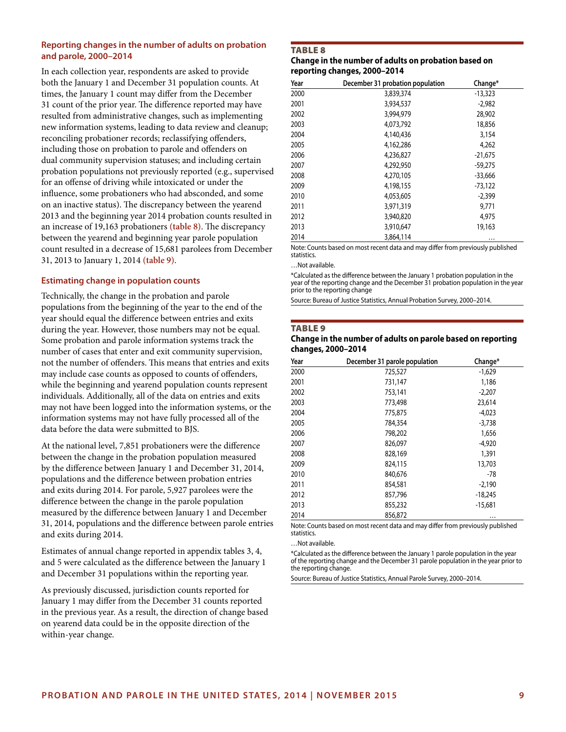### Reporting changes in the number of adults on probation and parole, 2000–2014

In each collection year, respondents are asked to provide both the January 1 and December 31 population counts. At times, the January 1 count may differ from the December 31 count of the prior year. The difference reported may have resulted from administrative changes, such as implementing new information systems, leading to data review and cleanup; reconciling probationer records; reclassifying offenders, including those on probation to parole and offenders on dual community supervision statuses; and including certain probation populations not previously reported (e.g., supervised for an offense of driving while intoxicated or under the influence, some probationers who had absconded, and some on an inactive status). The discrepancy between the yearend 2013 and the beginning year 2014 probation counts resulted in an increase of 19,163 probationers **(table 8)**. The discrepancy between the yearend and beginning year parole population count resulted in a decrease of 15,681 parolees from December 31, 2013 to January 1, 2014 **(table 9)**.

### Estimating change in population counts

Technically, the change in the probation and parole populations from the beginning of the year to the end of the year should equal the difference between entries and exits during the year. However, those numbers may not be equal. Some probation and parole information systems track the number of cases that enter and exit community supervision, not the number of offenders. This means that entries and exits may include case counts as opposed to counts of offenders, while the beginning and yearend population counts represent individuals. Additionally, all of the data on entries and exits may not have been logged into the information systems, or the information systems may not have fully processed all of the data before the data were submitted to BJS.

At the national level, 7,851 probationers were the difference between the change in the probation population measured by the difference between January 1 and December 31, 2014, populations and the difference between probation entries and exits during 2014. For parole, 5,927 parolees were the difference between the change in the parole population measured by the difference between January 1 and December 31, 2014, populations and the difference between parole entries and exits during 2014.

Estimates of annual change reported in appendix tables 3, 4, and 5 were calculated as the difference between the January 1 and December 31 populations within the reporting year.

As previously discussed, jurisdiction counts reported for January 1 may differ from the December 31 counts reported in the previous year. As a result, the direction of change based on yearend data could be in the opposite direction of the within-year change.

**TABLE 8**
**Change in the number of adults on probation based on reporting changes, 2000–2014**

| Year | December 31 probation population | Change* |
|---|---|---|
| 2000 | 3,839,374 | -13,323 |
| 2001 | 3,934,537 | -2,982 |
| 2002 | 3,994,979 | 28,902 |
| 2003 | 4,073,792 | 18,856 |
| 2004 | 4,140,436 | 3,154 |
| 2005 | 4,162,286 | 4,262 |
| 2006 | 4,236,827 | -21,675 |
| 2007 | 4,292,950 | -59,275 |
| 2008 | 4,270,105 | -33,666 |
| 2009 | 4,198,155 | -73,122 |
| 2010 | 4,053,605 | -2,399 |
| 2011 | 3,971,319 | 9,771 |
| 2012 | 3,940,820 | 4,975 |
| 2013 | 3,910,647 | 19,163 |
| 2014 | 3,864,114 | … |

Note: Counts based on most recent data and may differ from previously published statistics.

…Not available.

*Calculated as the difference between the January 1 probation population in the year of the reporting change and the December 31 probation population in the year prior to the reporting change

Source: Bureau of Justice Statistics, Annual Probation Survey, 2000–2014.

**TABLE 9**
**Change in the number of adults on parole based on reporting changes, 2000–2014**

| Year | December 31 parole population | Change* |
|---|---|---|
| 2000 | 725,527 | -1,629 |
| 2001 | 731,147 | 1,186 |
| 2002 | 753,141 | -2,207 |
| 2003 | 773,498 | 23,614 |
| 2004 | 775,875 | -4,023 |
| 2005 | 784,354 | -3,738 |
| 2006 | 798,202 | 1,656 |
| 2007 | 826,097 | -4,920 |
| 2008 | 828,169 | 1,391 |
| 2009 | 824,115 | 13,703 |
| 2010 | 840,676 | -78 |
| 2011 | 854,581 | -2,190 |
| 2012 | 857,796 | -18,245 |
| 2013 | 855,232 | -15,681 |
| 2014 | 856,872 | … |

Note: Counts based on most recent data and may differ from previously published statistics.

…Not available.

*Calculated as the difference between the January 1 parole population in the year of the reporting change and the December 31 parole population in the year prior to the reporting change.

Source: Bureau of Justice Statistics, Annual Parole Survey, 2000–2014.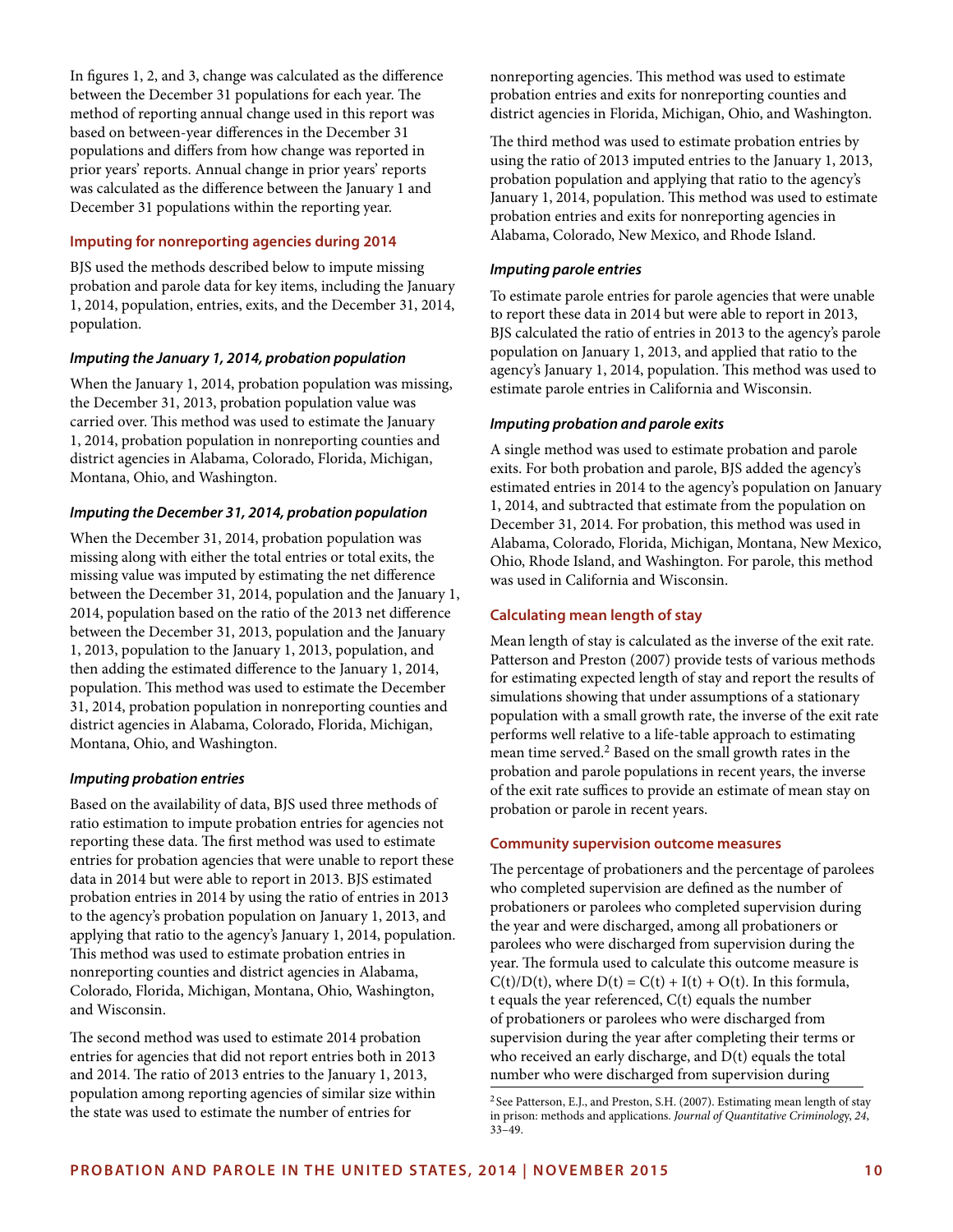In figures 1, 2, and 3, change was calculated as the difference between the December 31 populations for each year. The method of reporting annual change used in this report was based on between-year differences in the December 31 populations and differs from how change was reported in prior years' reports. Annual change in prior years' reports was calculated as the difference between the January 1 and December 31 populations within the reporting year.

## Imputing for nonreporting agencies during 2014

BJS used the methods described below to impute missing probation and parole data for key items, including the January 1, 2014, population, entries, exits, and the December 31, 2014, population.

### *Imputing the January 1, 2014, probation population*

When the January 1, 2014, probation population was missing, the December 31, 2013, probation population value was carried over. This method was used to estimate the January 1, 2014, probation population in nonreporting counties and district agencies in Alabama, Colorado, Florida, Michigan, Montana, Ohio, and Washington.

### *Imputing the December 31, 2014, probation population*

When the December 31, 2014, probation population was missing along with either the total entries or total exits, the missing value was imputed by estimating the net difference between the December 31, 2014, population and the January 1, 2014, population based on the ratio of the 2013 net difference between the December 31, 2013, population and the January 1, 2013, population to the January 1, 2013, population, and then adding the estimated difference to the January 1, 2014, population. This method was used to estimate the December 31, 2014, probation population in nonreporting counties and district agencies in Alabama, Colorado, Florida, Michigan, Montana, Ohio, and Washington.

### *Imputing probation entries*

Based on the availability of data, BJS used three methods of ratio estimation to impute probation entries for agencies not reporting these data. The first method was used to estimate entries for probation agencies that were unable to report these data in 2014 but were able to report in 2013. BJS estimated probation entries in 2014 by using the ratio of entries in 2013 to the agency's probation population on January 1, 2013, and applying that ratio to the agency's January 1, 2014, population. This method was used to estimate probation entries in nonreporting counties and district agencies in Alabama, Colorado, Florida, Michigan, Montana, Ohio, Washington, and Wisconsin.

The second method was used to estimate 2014 probation entries for agencies that did not report entries both in 2013 and 2014. The ratio of 2013 entries to the January 1, 2013, population among reporting agencies of similar size within the state was used to estimate the number of entries for nonreporting agencies. This method was used to estimate probation entries and exits for nonreporting counties and district agencies in Florida, Michigan, Ohio, and Washington.

The third method was used to estimate probation entries by using the ratio of 2013 imputed entries to the January 1, 2013, probation population and applying that ratio to the agency's January 1, 2014, population. This method was used to estimate probation entries and exits for nonreporting agencies in Alabama, Colorado, New Mexico, and Rhode Island.

### *Imputing parole entries*

To estimate parole entries for parole agencies that were unable to report these data in 2014 but were able to report in 2013, BJS calculated the ratio of entries in 2013 to the agency's parole population on January 1, 2013, and applied that ratio to the agency's January 1, 2014, population. This method was used to estimate parole entries in California and Wisconsin.

### *Imputing probation and parole exits*

A single method was used to estimate probation and parole exits. For both probation and parole, BJS added the agency's estimated entries in 2014 to the agency's population on January 1, 2014, and subtracted that estimate from the population on December 31, 2014. For probation, this method was used in Alabama, Colorado, Florida, Michigan, Montana, New Mexico, Ohio, Rhode Island, and Washington. For parole, this method was used in California and Wisconsin.

## Calculating mean length of stay

Mean length of stay is calculated as the inverse of the exit rate. Patterson and Preston (2007) provide tests of various methods for estimating expected length of stay and report the results of simulations showing that under assumptions of a stationary population with a small growth rate, the inverse of the exit rate performs well relative to a life-table approach to estimating mean time served.[2] Based on the small growth rates in the probation and parole populations in recent years, the inverse of the exit rate suffices to provide an estimate of mean stay on probation or parole in recent years.

## Community supervision outcome measures

The percentage of probationers and the percentage of parolees who completed supervision are defined as the number of probationers or parolees who completed supervision during the year and were discharged, among all probationers or parolees who were discharged from supervision during the year. The formula used to calculate this outcome measure is $C(t)/D(t)$, where $D(t) = C(t) + I(t) + O(t)$. In this formula, $t$ equals the year referenced, $C(t)$ equals the number of probationers or parolees who were discharged from supervision during the year after completing their terms or who received an early discharge, and $D(t)$ equals the total number who were discharged from supervision during

[2] See Patterson, E.J., and Preston, S.H. (2007). Estimating mean length of stay in prison: methods and applications. *Journal of Quantitative Criminology*, *24*, 33–49.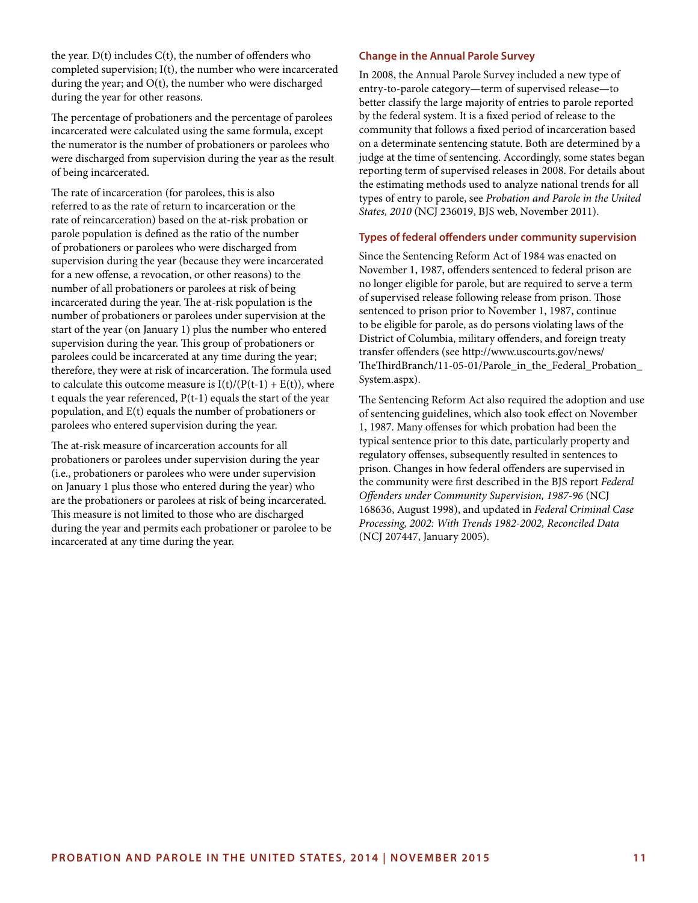the year. $D(t)$ includes $C(t)$, the number of offenders who completed supervision; $I(t)$, the number who were incarcerated during the year; and $O(t)$, the number who were discharged during the year for other reasons.

The percentage of probationers and the percentage of parolees incarcerated were calculated using the same formula, except the numerator is the number of probationers or parolees who were discharged from supervision during the year as the result of being incarcerated.

The rate of incarceration (for parolees, this is also referred to as the rate of return to incarceration or the rate of reincarceration) based on the at-risk probation or parole population is defined as the ratio of the number of probationers or parolees who were discharged from supervision during the year (because they were incarcerated for a new offense, a revocation, or other reasons) to the number of all probationers or parolees at risk of being incarcerated during the year. The at-risk population is the number of probationers or parolees under supervision at the start of the year (on January 1) plus the number who entered supervision during the year. This group of probationers or parolees could be incarcerated at any time during the year; therefore, they were at risk of incarceration. The formula used to calculate this outcome measure is $I(t)/(P(t-1) + E(t))$, where t equals the year referenced, $P(t-1)$ equals the start of the year population, and $E(t)$ equals the number of probationers or parolees who entered supervision during the year.

The at-risk measure of incarceration accounts for all probationers or parolees under supervision during the year (i.e., probationers or parolees who were under supervision on January 1 plus those who entered during the year) who are the probationers or parolees at risk of being incarcerated. This measure is not limited to those who are discharged during the year and permits each probationer or parolee to be incarcerated at any time during the year.

### Change in the Annual Parole Survey

In 2008, the Annual Parole Survey included a new type of entry-to-parole category—term of supervised release—to better classify the large majority of entries to parole reported by the federal system. It is a fixed period of release to the community that follows a fixed period of incarceration based on a determinate sentencing statute. Both are determined by a judge at the time of sentencing. Accordingly, some states began reporting term of supervised releases in 2008. For details about the estimating methods used to analyze national trends for all types of entry to parole, see *Probation and Parole in the United States, 2010* (NCJ 236019, BJS web, November 2011).

### Types of federal offenders under community supervision

Since the Sentencing Reform Act of 1984 was enacted on November 1, 1987, offenders sentenced to federal prison are no longer eligible for parole, but are required to serve a term of supervised release following release from prison. Those sentenced to prison prior to November 1, 1987, continue to be eligible for parole, as do persons violating laws of the District of Columbia, military offenders, and foreign treaty transfer offenders (see http://www.uscourts.gov/news/TheThirdBranch/11-05-01/Parole_in_the_Federal_Probation_System.aspx).

The Sentencing Reform Act also required the adoption and use of sentencing guidelines, which also took effect on November 1, 1987. Many offenses for which probation had been the typical sentence prior to this date, particularly property and regulatory offenses, subsequently resulted in sentences to prison. Changes in how federal offenders are supervised in the community were first described in the BJS report *Federal Offenders under Community Supervision, 1987-96* (NCJ 168636, August 1998), and updated in *Federal Criminal Case Processing, 2002: With Trends 1982-2002, Reconciled Data* (NCJ 207447, January 2005).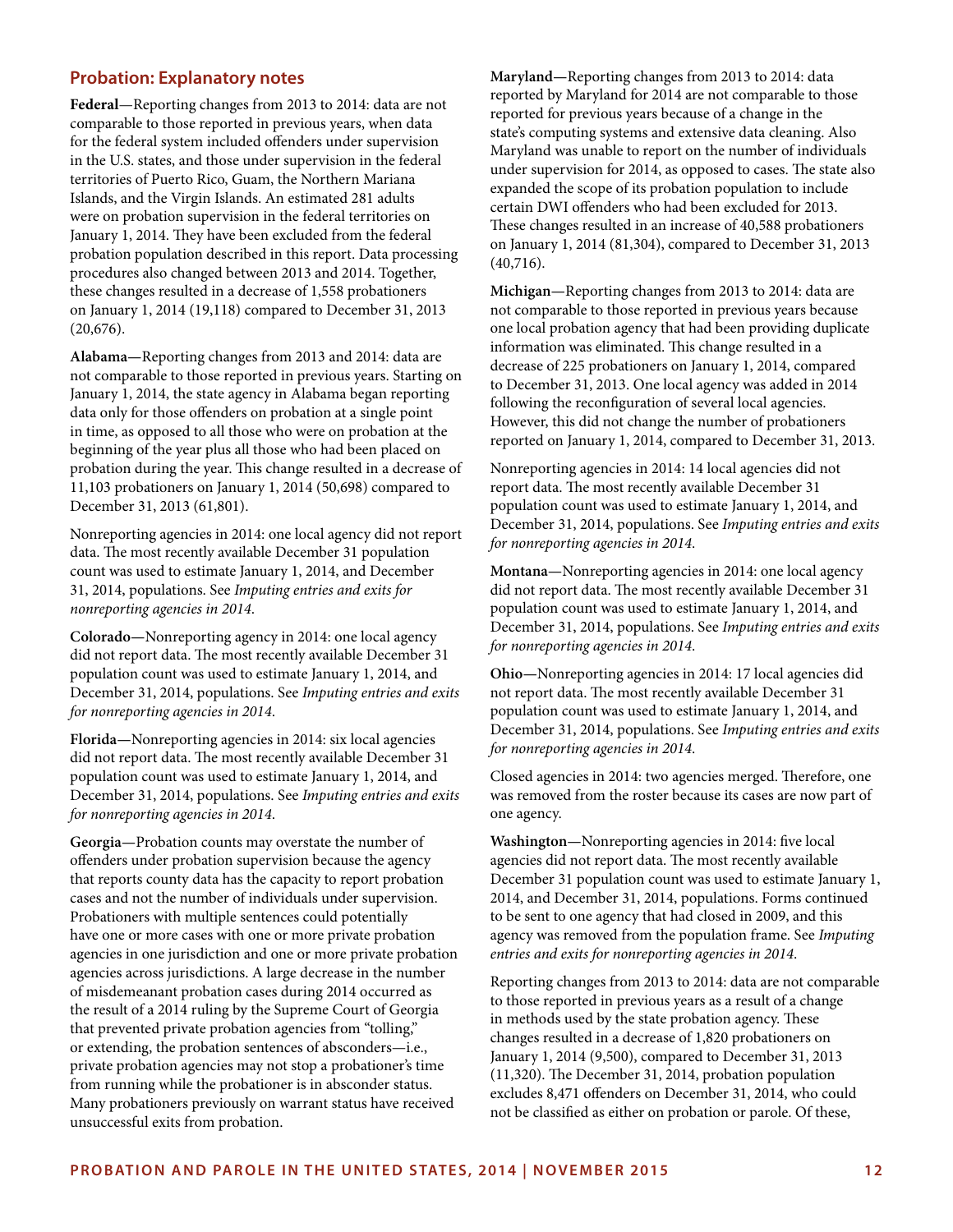## Probation: Explanatory notes

**Federal**—Reporting changes from 2013 to 2014: data are not comparable to those reported in previous years, when data for the federal system included offenders under supervision in the U.S. states, and those under supervision in the federal territories of Puerto Rico, Guam, the Northern Mariana Islands, and the Virgin Islands. An estimated 281 adults were on probation supervision in the federal territories on January 1, 2014. They have been excluded from the federal probation population described in this report. Data processing procedures also changed between 2013 and 2014. Together, these changes resulted in a decrease of 1,558 probationers on January 1, 2014 (19,118) compared to December 31, 2013 (20,676).

**Alabama—**Reporting changes from 2013 and 2014: data are not comparable to those reported in previous years. Starting on January 1, 2014, the state agency in Alabama began reporting data only for those offenders on probation at a single point in time, as opposed to all those who were on probation at the beginning of the year plus all those who had been placed on probation during the year. This change resulted in a decrease of 11,103 probationers on January 1, 2014 (50,698) compared to December 31, 2013 (61,801).

Nonreporting agencies in 2014: one local agency did not report data. The most recently available December 31 population count was used to estimate January 1, 2014, and December 31, 2014, populations. See *Imputing entries and exits for nonreporting agencies in 2014*.

**Colorado—**Nonreporting agency in 2014: one local agency did not report data. The most recently available December 31 population count was used to estimate January 1, 2014, and December 31, 2014, populations. See *Imputing entries and exits for nonreporting agencies in 2014*.

**Florida—**Nonreporting agencies in 2014: six local agencies did not report data. The most recently available December 31 population count was used to estimate January 1, 2014, and December 31, 2014, populations. See *Imputing entries and exits for nonreporting agencies in 2014*.

**Georgia—**Probation counts may overstate the number of offenders under probation supervision because the agency that reports county data has the capacity to report probation cases and not the number of individuals under supervision. Probationers with multiple sentences could potentially have one or more cases with one or more private probation agencies in one jurisdiction and one or more private probation agencies across jurisdictions. A large decrease in the number of misdemeanant probation cases during 2014 occurred as the result of a 2014 ruling by the Supreme Court of Georgia that prevented private probation agencies from "tolling," or extending, the probation sentences of absconders—i.e., private probation agencies may not stop a probationer's time from running while the probationer is in absconder status. Many probationers previously on warrant status have received unsuccessful exits from probation.

**Maryland—**Reporting changes from 2013 to 2014: data reported by Maryland for 2014 are not comparable to those reported for previous years because of a change in the state's computing systems and extensive data cleaning. Also Maryland was unable to report on the number of individuals under supervision for 2014, as opposed to cases. The state also expanded the scope of its probation population to include certain DWI offenders who had been excluded for 2013. These changes resulted in an increase of 40,588 probationers on January 1, 2014 (81,304), compared to December 31, 2013 (40,716).

**Michigan—**Reporting changes from 2013 to 2014: data are not comparable to those reported in previous years because one local probation agency that had been providing duplicate information was eliminated. This change resulted in a decrease of 225 probationers on January 1, 2014, compared to December 31, 2013. One local agency was added in 2014 following the reconfiguration of several local agencies. However, this did not change the number of probationers reported on January 1, 2014, compared to December 31, 2013.

Nonreporting agencies in 2014: 14 local agencies did not report data. The most recently available December 31 population count was used to estimate January 1, 2014, and December 31, 2014, populations. See *Imputing entries and exits for nonreporting agencies in 2014*.

**Montana—**Nonreporting agencies in 2014: one local agency did not report data. The most recently available December 31 population count was used to estimate January 1, 2014, and December 31, 2014, populations. See *Imputing entries and exits for nonreporting agencies in 2014*.

**Ohio—**Nonreporting agencies in 2014: 17 local agencies did not report data. The most recently available December 31 population count was used to estimate January 1, 2014, and December 31, 2014, populations. See *Imputing entries and exits for nonreporting agencies in 2014*.

Closed agencies in 2014: two agencies merged. Therefore, one was removed from the roster because its cases are now part of one agency.

**Washington—**Nonreporting agencies in 2014: five local agencies did not report data. The most recently available December 31 population count was used to estimate January 1, 2014, and December 31, 2014, populations. Forms continued to be sent to one agency that had closed in 2009, and this agency was removed from the population frame. See *Imputing entries and exits for nonreporting agencies in 2014*.

Reporting changes from 2013 to 2014: data are not comparable to those reported in previous years as a result of a change in methods used by the state probation agency. These changes resulted in a decrease of 1,820 probationers on January 1, 2014 (9,500), compared to December 31, 2013 (11,320). The December 31, 2014, probation population excludes 8,471 offenders on December 31, 2014, who could not be classified as either on probation or parole. Of these,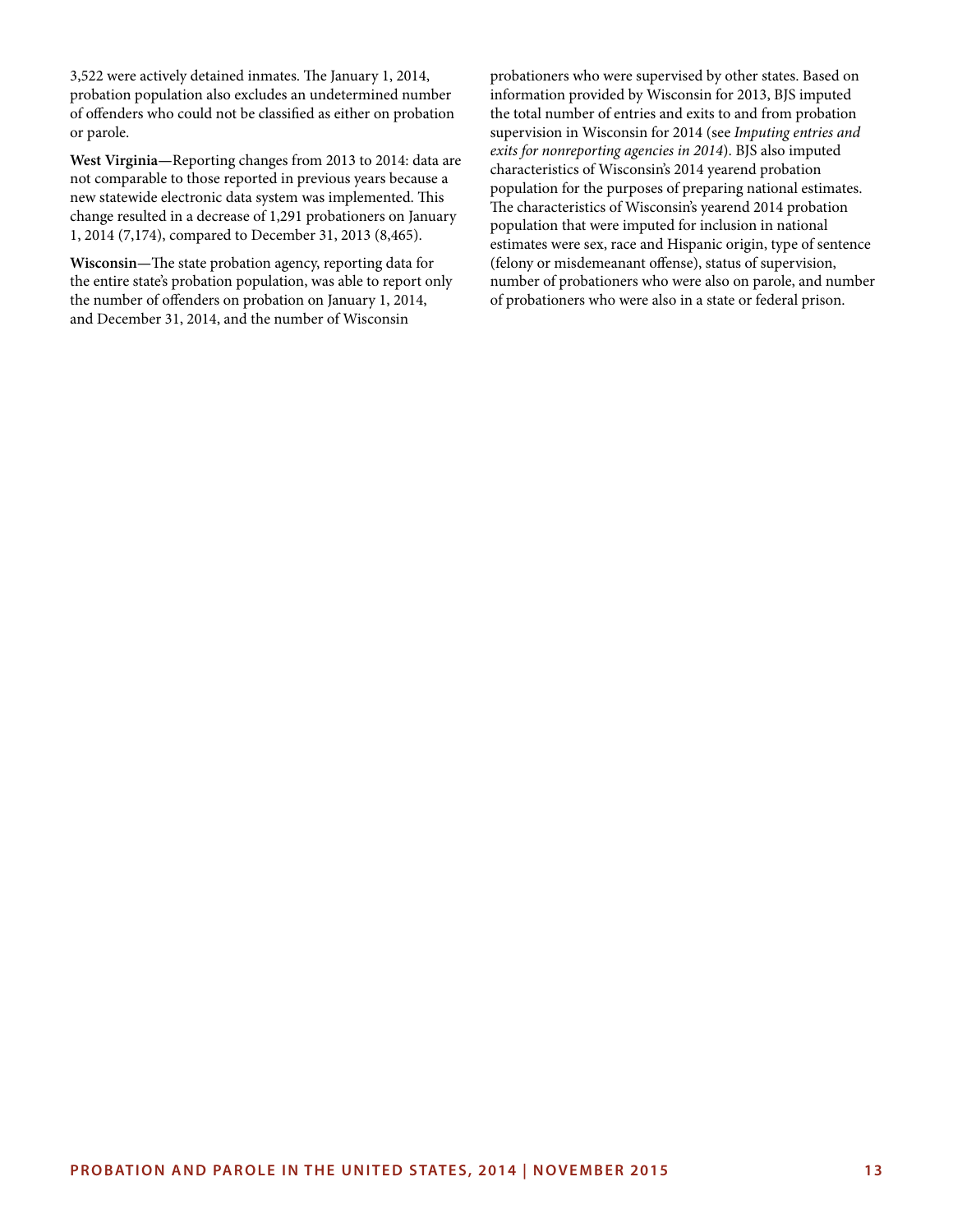3,522 were actively detained inmates. The January 1, 2014, probation population also excludes an undetermined number of offenders who could not be classified as either on probation or parole.

**West Virginia**—Reporting changes from 2013 to 2014: data are not comparable to those reported in previous years because a new statewide electronic data system was implemented. This change resulted in a decrease of 1,291 probationers on January 1, 2014 (7,174), compared to December 31, 2013 (8,465).

**Wisconsin**—The state probation agency, reporting data for the entire state's probation population, was able to report only the number of offenders on probation on January 1, 2014, and December 31, 2014, and the number of Wisconsin probationers who were supervised by other states. Based on information provided by Wisconsin for 2013, BJS imputed the total number of entries and exits to and from probation supervision in Wisconsin for 2014 (see *Imputing entries and exits for nonreporting agencies in 2014*). BJS also imputed characteristics of Wisconsin's 2014 yearend probation population for the purposes of preparing national estimates. The characteristics of Wisconsin's yearend 2014 probation population that were imputed for inclusion in national estimates were sex, race and Hispanic origin, type of sentence (felony or misdemeanant offense), status of supervision, number of probationers who were also on parole, and number of probationers who were also in a state or federal prison.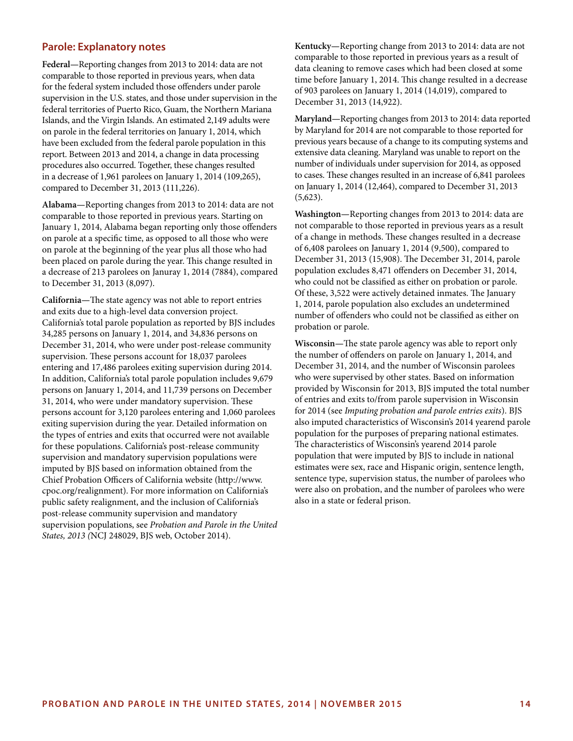## Parole: Explanatory notes

**Federal—**Reporting changes from 2013 to 2014: data are not comparable to those reported in previous years, when data for the federal system included those offenders under parole supervision in the U.S. states, and those under supervision in the federal territories of Puerto Rico, Guam, the Northern Mariana Islands, and the Virgin Islands. An estimated 2,149 adults were on parole in the federal territories on January 1, 2014, which have been excluded from the federal parole population in this report. Between 2013 and 2014, a change in data processing procedures also occurred. Together, these changes resulted in a decrease of 1,961 parolees on January 1, 2014 (109,265), compared to December 31, 2013 (111,226).

**Alabama—**Reporting changes from 2013 to 2014: data are not comparable to those reported in previous years. Starting on January 1, 2014, Alabama began reporting only those offenders on parole at a specific time, as opposed to all those who were on parole at the beginning of the year plus all those who had been placed on parole during the year. This change resulted in a decrease of 213 parolees on Januray 1, 2014 (7884), compared to December 31, 2013 (8,097).

**California—**The state agency was not able to report entries and exits due to a high-level data conversion project. California's total parole population as reported by BJS includes 34,285 persons on January 1, 2014, and 34,836 persons on December 31, 2014, who were under post-release community supervision. These persons account for 18,037 parolees entering and 17,486 parolees exiting supervision during 2014. In addition, California's total parole population includes 9,679 persons on January 1, 2014, and 11,739 persons on December 31, 2014, who were under mandatory supervision. These persons account for 3,120 parolees entering and 1,060 parolees exiting supervision during the year. Detailed information on the types of entries and exits that occurred were not available for these populations. California's post-release community supervision and mandatory supervision populations were imputed by BJS based on information obtained from the Chief Probation Officers of California website (http://www.cpoc.org/realignment). For more information on California's public safety realignment, and the inclusion of California's post-release community supervision and mandatory supervision populations, see *Probation and Parole in the United States, 2013 (*NCJ 248029, BJS web, October 2014).

**Kentucky—**Reporting change from 2013 to 2014: data are not comparable to those reported in previous years as a result of data cleaning to remove cases which had been closed at some time before January 1, 2014. This change resulted in a decrease of 903 parolees on January 1, 2014 (14,019), compared to December 31, 2013 (14,922).

**Maryland—**Reporting changes from 2013 to 2014: data reported by Maryland for 2014 are not comparable to those reported for previous years because of a change to its computing systems and extensive data cleaning. Maryland was unable to report on the number of individuals under supervision for 2014, as opposed to cases. These changes resulted in an increase of 6,841 parolees on January 1, 2014 (12,464), compared to December 31, 2013 (5,623).

**Washington—**Reporting changes from 2013 to 2014: data are not comparable to those reported in previous years as a result of a change in methods. These changes resulted in a decrease of 6,408 parolees on January 1, 2014 (9,500), compared to December 31, 2013 (15,908). The December 31, 2014, parole population excludes 8,471 offenders on December 31, 2014, who could not be classified as either on probation or parole. Of these, 3,522 were actively detained inmates. The January 1, 2014, parole population also excludes an undetermined number of offenders who could not be classified as either on probation or parole.

**Wisconsin—**The state parole agency was able to report only the number of offenders on parole on January 1, 2014, and December 31, 2014, and the number of Wisconsin parolees who were supervised by other states. Based on information provided by Wisconsin for 2013, BJS imputed the total number of entries and exits to/from parole supervision in Wisconsin for 2014 (see *Imputing probation and parole entries exits*). BJS also imputed characteristics of Wisconsin's 2014 yearend parole population for the purposes of preparing national estimates. The characteristics of Wisconsin's yearend 2014 parole population that were imputed by BJS to include in national estimates were sex, race and Hispanic origin, sentence length, sentence type, supervision status, the number of parolees who were also on probation, and the number of parolees who were also in a state or federal prison.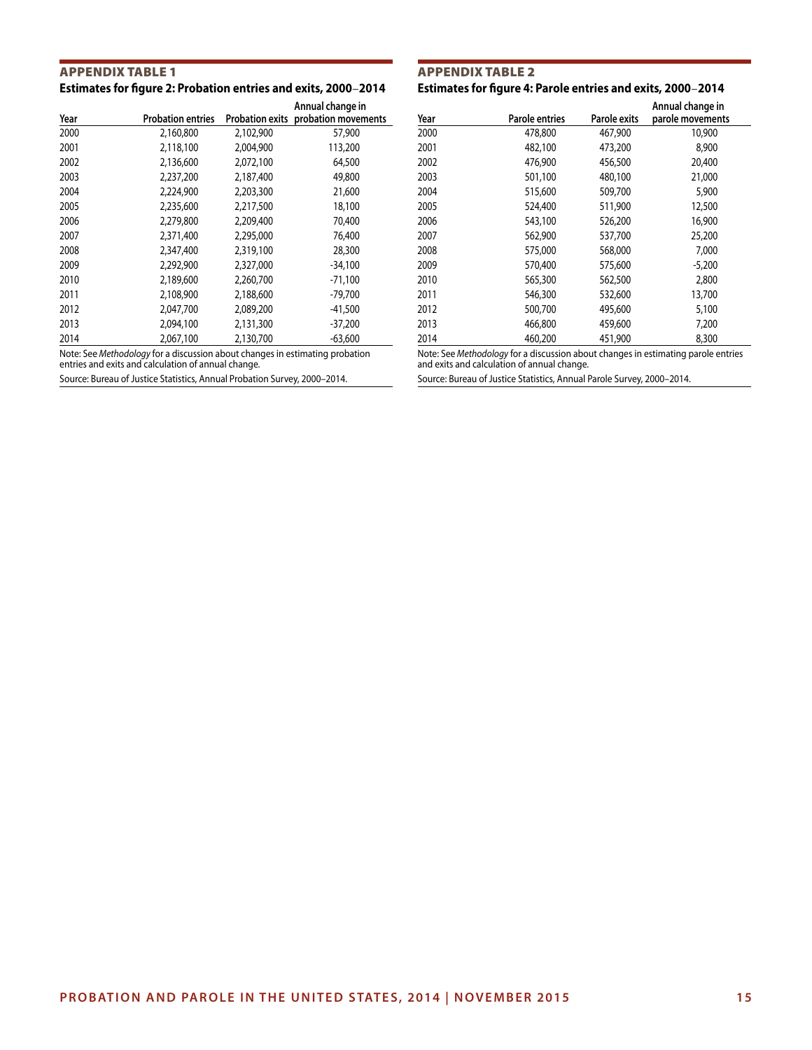### APPENDIX TABLE 1

**Estimates for figure 2: Probation entries and exits, 2000–2014**

| Year | Probation entries | Probation exits | Annual change in probation movements |
|---|---|---|---|
| 2000 | 2,160,800 | 2,102,900 | 57,900 |
| 2001 | 2,118,100 | 2,004,900 | 113,200 |
| 2002 | 2,136,600 | 2,072,100 | 64,500 |
| 2003 | 2,237,200 | 2,187,400 | 49,800 |
| 2004 | 2,224,900 | 2,203,300 | 21,600 |
| 2005 | 2,235,600 | 2,217,500 | 18,100 |
| 2006 | 2,279,800 | 2,209,400 | 70,400 |
| 2007 | 2,371,400 | 2,295,000 | 76,400 |
| 2008 | 2,347,400 | 2,319,100 | 28,300 |
| 2009 | 2,292,900 | 2,327,000 | -34,100 |
| 2010 | 2,189,600 | 2,260,700 | -71,100 |
| 2011 | 2,108,900 | 2,188,600 | -79,700 |
| 2012 | 2,047,700 | 2,089,200 | -41,500 |
| 2013 | 2,094,100 | 2,131,300 | -37,200 |
| 2014 | 2,067,100 | 2,130,700 | -63,600 |

Note: See *Methodology* for a discussion about changes in estimating probation entries and exits and calculation of annual change.

Source: Bureau of Justice Statistics, Annual Probation Survey, 2000–2014.

### APPENDIX TABLE 2

**Estimates for figure 4: Parole entries and exits, 2000–2014**

| Year | Parole entries | Parole exits | Annual change in parole movements |
|---|---|---|---|
| 2000 | 478,800 | 467,900 | 10,900 |
| 2001 | 482,100 | 473,200 | 8,900 |
| 2002 | 476,900 | 456,500 | 20,400 |
| 2003 | 501,100 | 480,100 | 21,000 |
| 2004 | 515,600 | 509,700 | 5,900 |
| 2005 | 524,400 | 511,900 | 12,500 |
| 2006 | 543,100 | 526,200 | 16,900 |
| 2007 | 562,900 | 537,700 | 25,200 |
| 2008 | 575,000 | 568,000 | 7,000 |
| 2009 | 570,400 | 575,600 | -5,200 |
| 2010 | 565,300 | 562,500 | 2,800 |
| 2011 | 546,300 | 532,600 | 13,700 |
| 2012 | 500,700 | 495,600 | 5,100 |
| 2013 | 466,800 | 459,600 | 7,200 |
| 2014 | 460,200 | 451,900 | 8,300 |

Note: See *Methodology* for a discussion about changes in estimating parole entries and exits and calculation of annual change.

Source: Bureau of Justice Statistics, Annual Parole Survey, 2000–2014.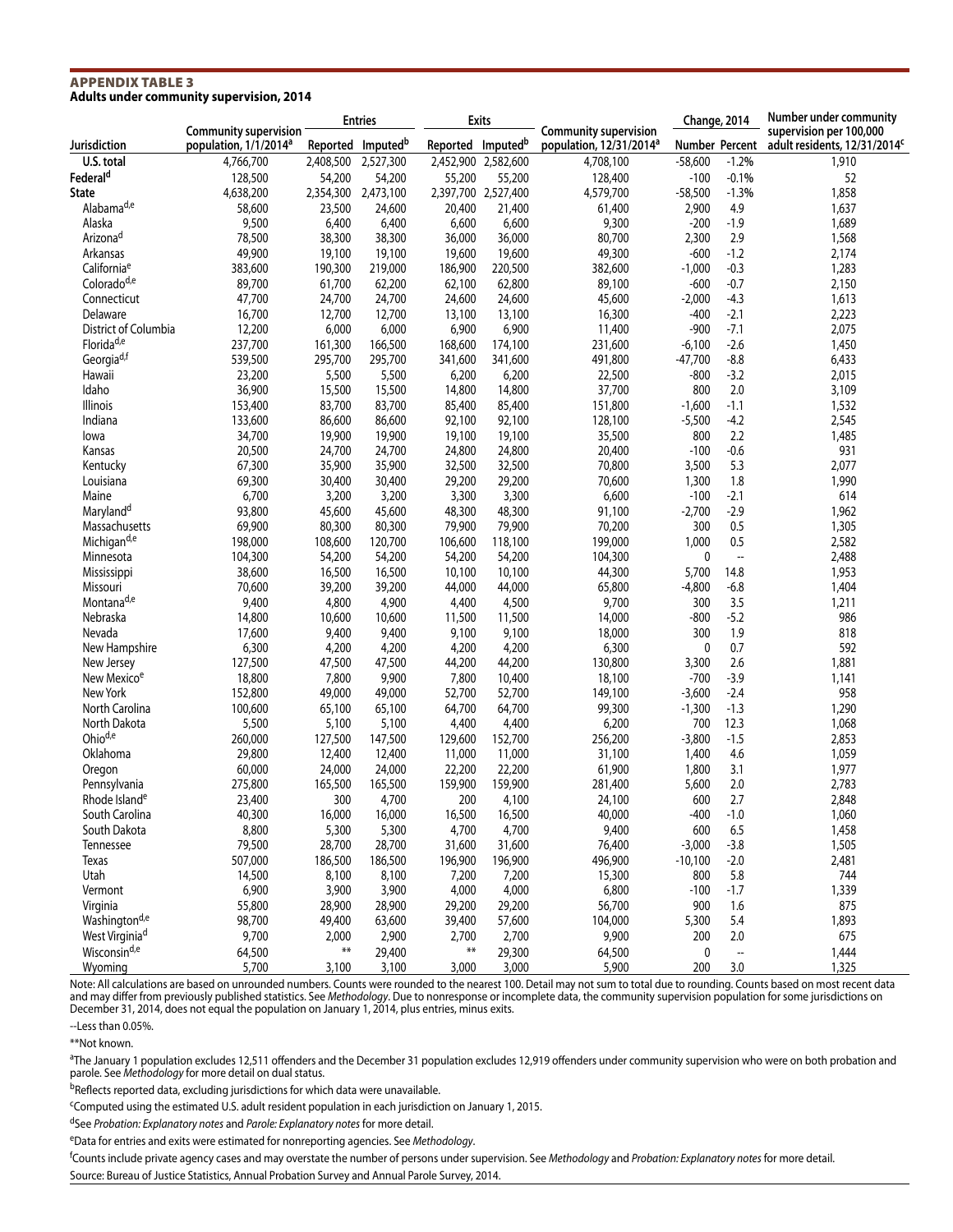**APPENDIX TABLE 3**
**Adults under community supervision, 2014**

| Jurisdiction | Community supervision population, 1/1/2014[a] | Entries | | Exits | | Community supervision population, 12/31/2014[a] | Change, 2014 | | Number under community supervision per 100,000 adult residents, 12/31/2014[c] |
|---|---|---|---|---|---|---|---|---|---|
| | | Reported | Imputed[b] | Reported | Imputed[b] | | Number | Percent | |
| U.S. total | 4,766,700 | 2,408,500 | 2,527,300 | 2,452,900 | 2,582,600 | 4,708,100 | -58,600 | -1.2% | 1,910 |
| Federal[d] | 128,500 | 54,200 | 54,200 | 55,200 | 55,200 | 128,400 | -100 | -0.1% | 52 |
| State | 4,638,200 | 2,354,300 | 2,473,100 | 2,397,700 | 2,527,400 | 4,579,700 | -58,500 | -1.3% | 1,858 |
| Alabama[d,e] | 58,600 | 23,500 | 24,600 | 20,400 | 21,400 | 61,400 | 2,900 | 4.9 | 1,637 |
| Alaska | 9,500 | 6,400 | 6,400 | 6,600 | 6,600 | 9,300 | -200 | -1.9 | 1,689 |
| Arizona[d] | 78,500 | 38,300 | 38,300 | 36,000 | 36,000 | 80,700 | 2,300 | 2.9 | 1,568 |
| Arkansas | 49,900 | 19,100 | 19,100 | 19,600 | 19,600 | 49,300 | -600 | -1.2 | 2,174 |
| California[e] | 383,600 | 190,300 | 219,000 | 186,900 | 220,500 | 382,600 | -1,000 | -0.3 | 1,283 |
| Colorado[d,e] | 89,700 | 61,700 | 62,200 | 62,100 | 62,800 | 89,100 | -600 | -0.7 | 2,150 |
| Connecticut | 47,700 | 24,700 | 24,700 | 24,600 | 24,600 | 45,600 | -2,000 | -4.3 | 1,613 |
| Delaware | 16,700 | 12,700 | 12,700 | 13,100 | 13,100 | 16,300 | -400 | -2.1 | 2,223 |
| District of Columbia | 12,200 | 6,000 | 6,000 | 6,900 | 6,900 | 11,400 | -900 | -7.1 | 2,075 |
| Florida[d,e] | 237,700 | 161,300 | 166,500 | 168,600 | 174,100 | 231,600 | -6,100 | -2.6 | 1,450 |
| Georgia[d,f] | 539,500 | 295,700 | 295,700 | 341,600 | 341,600 | 491,800 | -47,700 | -8.8 | 6,433 |
| Hawaii | 23,200 | 5,500 | 5,500 | 6,200 | 6,200 | 22,500 | -800 | -3.2 | 2,015 |
| Idaho | 36,900 | 15,500 | 15,500 | 14,800 | 14,800 | 37,700 | 800 | 2.0 | 3,109 |
| Illinois | 153,400 | 83,700 | 83,700 | 85,400 | 85,400 | 151,800 | -1,600 | -1.1 | 1,532 |
| Indiana | 133,600 | 86,600 | 86,600 | 92,100 | 92,100 | 128,100 | -5,500 | -4.2 | 2,545 |
| Iowa | 34,700 | 19,900 | 19,900 | 19,100 | 19,100 | 35,500 | 800 | 2.2 | 1,485 |
| Kansas | 20,500 | 24,700 | 24,700 | 24,800 | 24,800 | 20,400 | -100 | -0.6 | 931 |
| Kentucky | 67,300 | 35,900 | 35,900 | 32,500 | 32,500 | 70,800 | 3,500 | 5.3 | 2,077 |
| Louisiana | 69,300 | 30,400 | 30,400 | 29,200 | 29,200 | 70,600 | 1,300 | 1.8 | 1,990 |
| Maine | 6,700 | 3,200 | 3,200 | 3,300 | 3,300 | 6,600 | -100 | -2.1 | 614 |
| Maryland[d] | 93,800 | 45,600 | 45,600 | 48,300 | 48,300 | 91,100 | -2,700 | -2.9 | 1,962 |
| Massachusetts | 69,900 | 80,300 | 80,300 | 79,900 | 79,900 | 70,200 | 300 | 0.5 | 1,305 |
| Michigan[d,e] | 198,000 | 108,600 | 120,700 | 106,600 | 118,100 | 199,000 | 1,000 | 0.5 | 2,582 |
| Minnesota | 104,300 | 54,200 | 54,200 | 54,200 | 54,200 | 104,300 | 0 | -- | 2,488 |
| Mississippi | 38,600 | 16,500 | 16,500 | 10,100 | 10,100 | 44,300 | 5,700 | 14.8 | 1,953 |
| Missouri | 70,600 | 39,200 | 39,200 | 44,000 | 44,000 | 65,800 | -4,800 | -6.8 | 1,404 |
| Montana[d,e] | 9,400 | 4,800 | 4,900 | 4,400 | 4,500 | 9,700 | 300 | 3.5 | 1,211 |
| Nebraska | 14,800 | 10,600 | 10,600 | 11,500 | 11,500 | 14,000 | -800 | -5.2 | 986 |
| Nevada | 17,600 | 9,400 | 9,400 | 9,100 | 9,100 | 18,000 | 300 | 1.9 | 818 |
| New Hampshire | 6,300 | 4,200 | 4,200 | 4,200 | 4,200 | 6,300 | 0 | 0.7 | 592 |
| New Jersey | 127,500 | 47,500 | 47,500 | 44,200 | 44,200 | 130,800 | 3,300 | 2.6 | 1,881 |
| New Mexico[e] | 18,800 | 7,800 | 9,900 | 7,800 | 10,400 | 18,100 | -700 | -3.9 | 1,141 |
| New York | 152,800 | 49,000 | 49,000 | 52,700 | 52,700 | 149,100 | -3,600 | -2.4 | 958 |
| North Carolina | 100,600 | 65,100 | 65,100 | 64,700 | 64,700 | 99,300 | -1,300 | -1.3 | 1,290 |
| North Dakota | 5,500 | 5,100 | 5,100 | 4,400 | 4,400 | 6,200 | 700 | 12.3 | 1,068 |
| Ohio[d,e] | 260,000 | 127,500 | 147,500 | 129,600 | 152,700 | 256,200 | -3,800 | -1.5 | 2,853 |
| Oklahoma | 29,800 | 12,400 | 12,400 | 11,000 | 11,000 | 31,100 | 1,400 | 4.6 | 1,059 |
| Oregon | 60,000 | 24,000 | 24,000 | 22,200 | 22,200 | 61,900 | 1,800 | 3.1 | 1,977 |
| Pennsylvania | 275,800 | 165,500 | 165,500 | 159,900 | 159,900 | 281,400 | 5,600 | 2.0 | 2,783 |
| Rhode Island[e] | 23,400 | 300 | 4,700 | 200 | 4,100 | 24,100 | 600 | 2.7 | 2,848 |
| South Carolina | 40,300 | 16,000 | 16,000 | 16,500 | 16,500 | 40,000 | -400 | -1.0 | 1,060 |
| South Dakota | 8,800 | 5,300 | 5,300 | 4,700 | 4,700 | 9,400 | 600 | 6.5 | 1,458 |
| Tennessee | 79,500 | 28,700 | 28,700 | 31,600 | 31,600 | 76,400 | -3,000 | -3.8 | 1,505 |
| Texas | 507,000 | 186,500 | 186,500 | 196,900 | 196,900 | 496,900 | -10,100 | -2.0 | 2,481 |
| Utah | 14,500 | 8,100 | 8,100 | 7,200 | 7,200 | 15,300 | 800 | 5.8 | 744 |
| Vermont | 6,900 | 3,900 | 3,900 | 4,000 | 4,000 | 6,800 | -100 | -1.7 | 1,339 |
| Virginia | 55,800 | 28,900 | 28,900 | 29,200 | 29,200 | 56,700 | 900 | 1.6 | 875 |
| Washington[d,e] | 98,700 | 49,400 | 63,600 | 39,400 | 57,600 | 104,000 | 5,300 | 5.4 | 1,893 |
| West Virginia[d] | 9,700 | 2,000 | 2,900 | 2,700 | 2,700 | 9,900 | 200 | 2.0 | 675 |
| Wisconsin[d,e] | 64,500 | ** | 29,400 | ** | 29,300 | 64,500 | 0 | -- | 1,444 |
| Wyoming | 5,700 | 3,100 | 3,100 | 3,000 | 3,000 | 5,900 | 200 | 3.0 | 1,325 |

Note: All calculations are based on unrounded numbers. Counts were rounded to the nearest 100. Detail may not sum to total due to rounding. Counts based on most recent data and may differ from previously published statistics. See *Methodology*. Due to nonresponse or incomplete data, the community supervision population for some jurisdictions on December 31, 2014, does not equal the population on January 1, 2014, plus entries, minus exits.

--Less than 0.05%.

**Not known.

[a]The January 1 population excludes 12,511 offenders and the December 31 population excludes 12,919 offenders under community supervision who were on both probation and parole. See *Methodology* for more detail on dual status.

[b]Reflects reported data, excluding jurisdictions for which data were unavailable.

[c]Computed using the estimated U.S. adult resident population in each jurisdiction on January 1, 2015.

[d]See *Probation: Explanatory notes* and *Parole: Explanatory notes* for more detail.

[e]Data for entries and exits were estimated for nonreporting agencies. See *Methodology*.

[f]Counts include private agency cases and may overstate the number of persons under supervision. See *Methodology* and *Probation: Explanatory notes* for more detail.

Source: Bureau of Justice Statistics, Annual Probation Survey and Annual Parole Survey, 2014.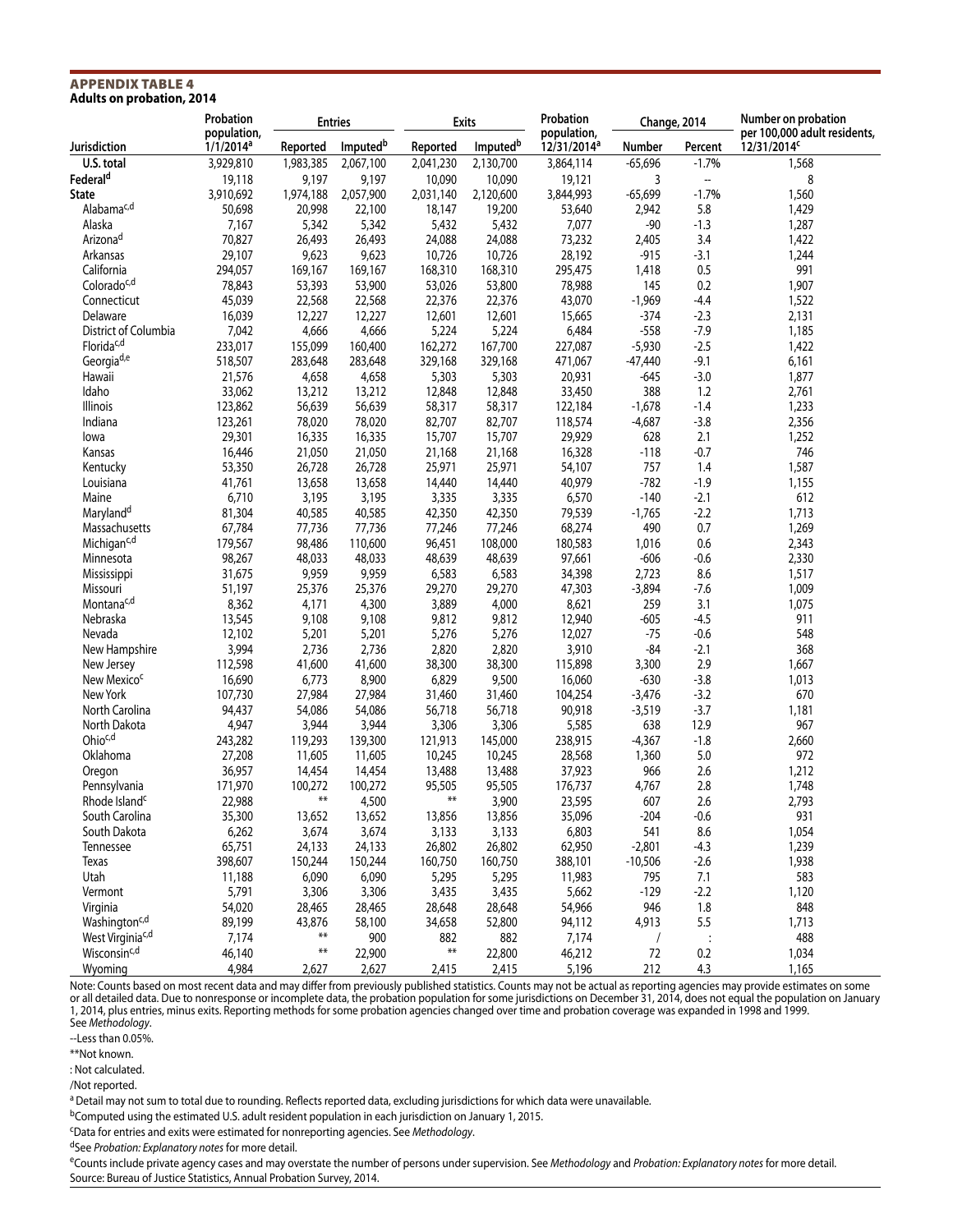**APPENDIX TABLE 4**
**Adults on probation, 2014**

| Jurisdiction | Probation population, 1/1/2014[a] | Entries | | Exits | | Probation population, 12/31/2014[a] | Change, 2014 | | Number on probation per 100,000 adult residents, 12/31/2014[c] |
|---|---|---|---|---|---|---|---|---|---|
| | | Reported | Imputed[b] | Reported | Imputed[b] | | Number | Percent | |
| **U.S. total** | 3,929,810 | 1,983,385 | 2,067,100 | 2,041,230 | 2,130,700 | 3,864,114 | -65,696 | -1.7% | 1,568 |
| **Federal[d]** | 19,118 | 9,197 | 9,197 | 10,090 | 10,090 | 19,121 | 3 | -- | 8 |
| **State** | 3,910,692 | 1,974,188 | 2,057,900 | 2,031,140 | 2,120,600 | 3,844,993 | -65,699 | -1.7% | 1,560 |
| Alabama[c,d] | 50,698 | 20,998 | 22,100 | 18,147 | 19,200 | 53,640 | 2,942 | 5.8 | 1,429 |
| Alaska | 7,167 | 5,342 | 5,342 | 5,432 | 5,432 | 7,077 | -90 | -1.3 | 1,287 |
| Arizona[d] | 70,827 | 26,493 | 26,493 | 24,088 | 24,088 | 73,232 | 2,405 | 3.4 | 1,422 |
| Arkansas | 29,107 | 9,623 | 9,623 | 10,726 | 10,726 | 28,192 | -915 | -3.1 | 1,244 |
| California | 294,057 | 169,167 | 169,167 | 168,310 | 168,310 | 295,475 | 1,418 | 0.5 | 991 |
| Colorado[c,d] | 78,843 | 53,393 | 53,900 | 53,026 | 53,800 | 78,988 | 145 | 0.2 | 1,907 |
| Connecticut | 45,039 | 22,568 | 22,568 | 22,376 | 22,376 | 43,070 | -1,969 | -4.4 | 1,522 |
| Delaware | 16,039 | 12,227 | 12,227 | 12,601 | 12,601 | 15,665 | -374 | -2.3 | 2,131 |
| District of Columbia | 7,042 | 4,666 | 4,666 | 5,224 | 5,224 | 6,484 | -558 | -7.9 | 1,185 |
| Florida[c,d] | 233,017 | 155,099 | 160,400 | 162,272 | 167,700 | 227,087 | -5,930 | -2.5 | 1,422 |
| Georgia[d,e] | 518,507 | 283,648 | 283,648 | 329,168 | 329,168 | 471,067 | -47,440 | -9.1 | 6,161 |
| Hawaii | 21,576 | 4,658 | 4,658 | 5,303 | 5,303 | 20,931 | -645 | -3.0 | 1,877 |
| Idaho | 33,062 | 13,212 | 13,212 | 12,848 | 12,848 | 33,450 | 388 | 1.2 | 2,761 |
| Illinois | 123,862 | 56,639 | 56,639 | 58,317 | 58,317 | 122,184 | -1,678 | -1.4 | 1,233 |
| Indiana | 123,261 | 78,020 | 78,020 | 82,707 | 82,707 | 118,574 | -4,687 | -3.8 | 2,356 |
| Iowa | 29,301 | 16,335 | 16,335 | 15,707 | 15,707 | 29,929 | 628 | 2.1 | 1,252 |
| Kansas | 16,446 | 21,050 | 21,050 | 21,168 | 21,168 | 16,328 | -118 | -0.7 | 746 |
| Kentucky | 53,350 | 26,728 | 26,728 | 25,971 | 25,971 | 54,107 | 757 | 1.4 | 1,587 |
| Louisiana | 41,761 | 13,658 | 13,658 | 14,440 | 14,440 | 40,979 | -782 | -1.9 | 1,155 |
| Maine | 6,710 | 3,195 | 3,195 | 3,335 | 3,335 | 6,570 | -140 | -2.1 | 612 |
| Maryland[d] | 81,304 | 40,585 | 40,585 | 42,350 | 42,350 | 79,539 | -1,765 | -2.2 | 1,713 |
| Massachusetts | 67,784 | 77,736 | 77,736 | 77,246 | 77,246 | 68,274 | 490 | 0.7 | 1,269 |
| Michigan[c,d] | 179,567 | 98,486 | 110,600 | 96,451 | 108,000 | 180,583 | 1,016 | 0.6 | 2,343 |
| Minnesota | 98,267 | 48,033 | 48,033 | 48,639 | 48,639 | 97,661 | -606 | -0.6 | 2,330 |
| Mississippi | 31,675 | 9,959 | 9,959 | 6,583 | 6,583 | 34,398 | 2,723 | 8.6 | 1,517 |
| Missouri | 51,197 | 25,376 | 25,376 | 29,270 | 29,270 | 47,303 | -3,894 | -7.6 | 1,009 |
| Montana[c,d] | 8,362 | 4,171 | 4,300 | 3,889 | 4,000 | 8,621 | 259 | 3.1 | 1,075 |
| Nebraska | 13,545 | 9,108 | 9,108 | 9,812 | 9,812 | 12,940 | -605 | -4.5 | 911 |
| Nevada | 12,102 | 5,201 | 5,201 | 5,276 | 5,276 | 12,027 | -75 | -0.6 | 548 |
| New Hampshire | 3,994 | 2,736 | 2,736 | 2,820 | 2,820 | 3,910 | -84 | -2.1 | 368 |
| New Jersey | 112,598 | 41,600 | 41,600 | 38,300 | 38,300 | 115,898 | 3,300 | 2.9 | 1,667 |
| New Mexico[c] | 16,690 | 6,773 | 8,900 | 6,829 | 9,500 | 16,060 | -630 | -3.8 | 1,013 |
| New York | 107,730 | 27,984 | 27,984 | 31,460 | 31,460 | 104,254 | -3,476 | -3.2 | 670 |
| North Carolina | 94,437 | 54,086 | 54,086 | 56,718 | 56,718 | 90,918 | -3,519 | -3.7 | 1,181 |
| North Dakota | 4,947 | 3,944 | 3,944 | 3,306 | 3,306 | 5,585 | 638 | 12.9 | 967 |
| Ohio[c,d] | 243,282 | 119,293 | 139,300 | 121,913 | 145,000 | 238,915 | -4,367 | -1.8 | 2,660 |
| Oklahoma | 27,208 | 11,605 | 11,605 | 10,245 | 10,245 | 28,568 | 1,360 | 5.0 | 972 |
| Oregon | 36,957 | 14,454 | 14,454 | 13,488 | 13,488 | 37,923 | 966 | 2.6 | 1,212 |
| Pennsylvania | 171,970 | 100,272 | 100,272 | 95,505 | 95,505 | 176,737 | 4,767 | 2.8 | 1,748 |
| Rhode Island[c] | 22,988 | ** | 4,500 | ** | 3,900 | 23,595 | 607 | 2.6 | 2,793 |
| South Carolina | 35,300 | 13,652 | 13,652 | 13,856 | 13,856 | 35,096 | -204 | -0.6 | 931 |
| South Dakota | 6,262 | 3,674 | 3,674 | 3,133 | 3,133 | 6,803 | 541 | 8.6 | 1,054 |
| Tennessee | 65,751 | 24,133 | 24,133 | 26,802 | 26,802 | 62,950 | -2,801 | -4.3 | 1,239 |
| Texas | 398,607 | 150,244 | 150,244 | 160,750 | 160,750 | 388,101 | -10,506 | -2.6 | 1,938 |
| Utah | 11,188 | 6,090 | 6,090 | 5,295 | 5,295 | 11,983 | 795 | 7.1 | 583 |
| Vermont | 5,791 | 3,306 | 3,306 | 3,435 | 3,435 | 5,662 | -129 | -2.2 | 1,120 |
| Virginia | 54,020 | 28,465 | 28,465 | 28,648 | 28,648 | 54,966 | 946 | 1.8 | 848 |
| Washington[c,d] | 89,199 | 43,876 | 58,100 | 34,658 | 52,800 | 94,112 | 4,913 | 5.5 | 1,713 |
| West Virginia[c,d] | 7,174 | ** | 900 | 882 | 882 | 7,174 | / | : | 488 |
| Wisconsin[c,d] | 46,140 | ** | 22,900 | ** | 22,800 | 46,212 | 72 | 0.2 | 1,034 |
| Wyoming | 4,984 | 2,627 | 2,627 | 2,415 | 2,415 | 5,196 | 212 | 4.3 | 1,165 |

Note: Counts based on most recent data and may differ from previously published statistics. Counts may not be actual as reporting agencies may provide estimates on some or all detailed data. Due to nonresponse or incomplete data, the probation population for some jurisdictions on December 31, 2014, does not equal the population on January 1, 2014, plus entries, minus exits. Reporting methods for some probation agencies changed over time and probation coverage was expanded in 1998 and 1999. See *Methodology*.

--Less than 0.05%.

**Not known.

: Not calculated.

/Not reported.

[a] Detail may not sum to total due to rounding. Reflects reported data, excluding jurisdictions for which data were unavailable.

[b] Computed using the estimated U.S. adult resident population in each jurisdiction on January 1, 2015.

[c] Data for entries and exits were estimated for nonreporting agencies. See *Methodology*.

[d] See *Probation: Explanatory notes* for more detail.

[e] Counts include private agency cases and may overstate the number of persons under supervision. See *Methodology* and *Probation: Explanatory notes* for more detail.

Source: Bureau of Justice Statistics, Annual Probation Survey, 2014.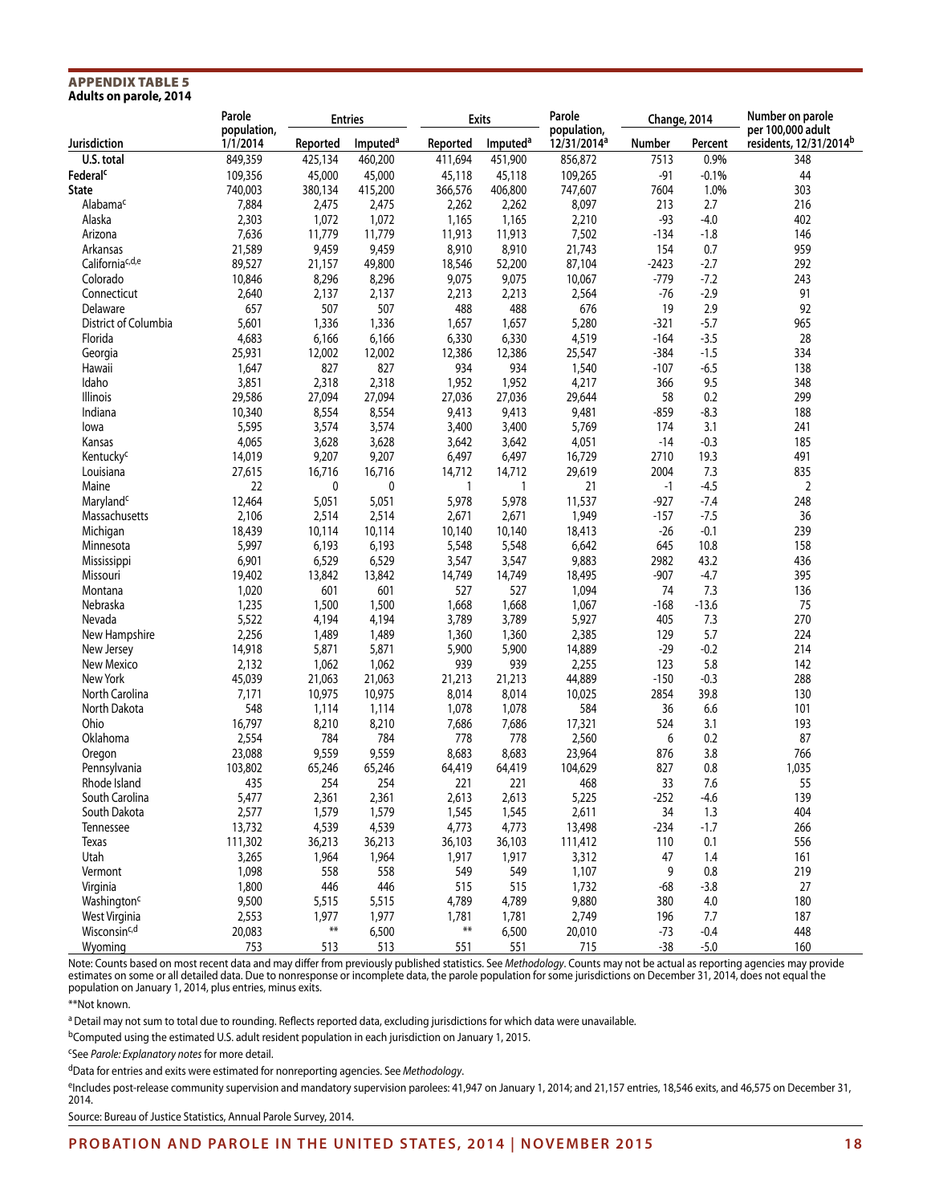**APPENDIX TABLE 5**
**Adults on parole, 2014**

| Jurisdiction | Parole population, 1/1/2014 | Entries | | Exits | | Parole population, 12/31/2014[a] | Change, 2014 | | Number on parole per 100,000 adult residents, 12/31/2014[b] |
|---|---|---|---|---|---|---|---|---|---|
| | | Reported | Imputed[a] | Reported | Imputed[a] | | Number | Percent | |
| **U.S. total** | 849,359 | 425,134 | 460,200 | 411,694 | 451,900 | 856,872 | 7513 | 0.9% | 348 |
| **Federal[c]** | 109,356 | 45,000 | 45,000 | 45,118 | 45,118 | 109,265 | -91 | -0.1% | 44 |
| **State** | 740,003 | 380,134 | 415,200 | 366,576 | 406,800 | 747,607 | 7604 | 1.0% | 303 |
| Alabama[c] | 7,884 | 2,475 | 2,475 | 2,262 | 2,262 | 8,097 | 213 | 2.7 | 216 |
| Alaska | 2,303 | 1,072 | 1,072 | 1,165 | 1,165 | 2,210 | -93 | -4.0 | 402 |
| Arizona | 7,636 | 11,779 | 11,779 | 11,913 | 11,913 | 7,502 | -134 | -1.8 | 146 |
| Arkansas | 21,589 | 9,459 | 9,459 | 8,910 | 8,910 | 21,743 | 154 | 0.7 | 959 |
| California[c,d,e] | 89,527 | 21,157 | 49,800 | 18,546 | 52,200 | 87,104 | -2423 | -2.7 | 292 |
| Colorado | 10,846 | 8,296 | 8,296 | 9,075 | 9,075 | 10,067 | -779 | -7.2 | 243 |
| Connecticut | 2,640 | 2,137 | 2,137 | 2,213 | 2,213 | 2,564 | -76 | -2.9 | 91 |
| Delaware | 657 | 507 | 507 | 488 | 488 | 676 | 19 | 2.9 | 92 |
| District of Columbia | 5,601 | 1,336 | 1,336 | 1,657 | 1,657 | 5,280 | -321 | -5.7 | 965 |
| Florida | 4,683 | 6,166 | 6,166 | 6,330 | 6,330 | 4,519 | -164 | -3.5 | 28 |
| Georgia | 25,931 | 12,002 | 12,002 | 12,386 | 12,386 | 25,547 | -384 | -1.5 | 334 |
| Hawaii | 1,647 | 827 | 827 | 934 | 934 | 1,540 | -107 | -6.5 | 138 |
| Idaho | 3,851 | 2,318 | 2,318 | 1,952 | 1,952 | 4,217 | 366 | 9.5 | 348 |
| Illinois | 29,586 | 27,094 | 27,094 | 27,036 | 27,036 | 29,644 | 58 | 0.2 | 299 |
| Indiana | 10,340 | 8,554 | 8,554 | 9,413 | 9,413 | 9,481 | -859 | -8.3 | 188 |
| Iowa | 5,595 | 3,574 | 3,574 | 3,400 | 3,400 | 5,769 | 174 | 3.1 | 241 |
| Kansas | 4,065 | 3,628 | 3,628 | 3,642 | 3,642 | 4,051 | -14 | -0.3 | 185 |
| Kentucky[c] | 14,019 | 9,207 | 9,207 | 6,497 | 6,497 | 16,729 | 2710 | 19.3 | 491 |
| Louisiana | 27,615 | 16,716 | 16,716 | 14,712 | 14,712 | 29,619 | 2004 | 7.3 | 835 |
| Maine | 22 | 0 | 0 | 1 | 1 | 21 | -1 | -4.5 | 2 |
| Maryland[c] | 12,464 | 5,051 | 5,051 | 5,978 | 5,978 | 11,537 | -927 | -7.4 | 248 |
| Massachusetts | 2,106 | 2,514 | 2,514 | 2,671 | 2,671 | 1,949 | -157 | -7.5 | 36 |
| Michigan | 18,439 | 10,114 | 10,114 | 10,140 | 10,140 | 18,413 | -26 | -0.1 | 239 |
| Minnesota | 5,997 | 6,193 | 6,193 | 5,548 | 5,548 | 6,642 | 645 | 10.8 | 158 |
| Mississippi | 6,901 | 6,529 | 6,529 | 3,547 | 3,547 | 9,883 | 2982 | 43.2 | 436 |
| Missouri | 19,402 | 13,842 | 13,842 | 14,749 | 14,749 | 18,495 | -907 | -4.7 | 395 |
| Montana | 1,020 | 601 | 601 | 527 | 527 | 1,094 | 74 | 7.3 | 136 |
| Nebraska | 1,235 | 1,500 | 1,500 | 1,668 | 1,668 | 1,067 | -168 | -13.6 | 75 |
| Nevada | 5,522 | 4,194 | 4,194 | 3,789 | 3,789 | 5,927 | 405 | 7.3 | 270 |
| New Hampshire | 2,256 | 1,489 | 1,489 | 1,360 | 1,360 | 2,385 | 129 | 5.7 | 224 |
| New Jersey | 14,918 | 5,871 | 5,871 | 5,900 | 5,900 | 14,889 | -29 | -0.2 | 214 |
| New Mexico | 2,132 | 1,062 | 1,062 | 939 | 939 | 2,255 | 123 | 5.8 | 142 |
| New York | 45,039 | 21,063 | 21,063 | 21,213 | 21,213 | 44,889 | -150 | -0.3 | 288 |
| North Carolina | 7,171 | 10,975 | 10,975 | 8,014 | 8,014 | 10,025 | 2854 | 39.8 | 130 |
| North Dakota | 548 | 1,114 | 1,114 | 1,078 | 1,078 | 584 | 36 | 6.6 | 101 |
| Ohio | 16,797 | 8,210 | 8,210 | 7,686 | 7,686 | 17,321 | 524 | 3.1 | 193 |
| Oklahoma | 2,554 | 784 | 784 | 778 | 778 | 2,560 | 6 | 0.2 | 87 |
| Oregon | 23,088 | 9,559 | 9,559 | 8,683 | 8,683 | 23,964 | 876 | 3.8 | 766 |
| Pennsylvania | 103,802 | 65,246 | 65,246 | 64,419 | 64,419 | 104,629 | 827 | 0.8 | 1,035 |
| Rhode Island | 435 | 254 | 254 | 221 | 221 | 468 | 33 | 7.6 | 55 |
| South Carolina | 5,477 | 2,361 | 2,361 | 2,613 | 2,613 | 5,225 | -252 | -4.6 | 139 |
| South Dakota | 2,577 | 1,579 | 1,579 | 1,545 | 1,545 | 2,611 | 34 | 1.3 | 404 |
| Tennessee | 13,732 | 4,539 | 4,539 | 4,773 | 4,773 | 13,498 | -234 | -1.7 | 266 |
| Texas | 111,302 | 36,213 | 36,213 | 36,103 | 36,103 | 111,412 | 110 | 0.1 | 556 |
| Utah | 3,265 | 1,964 | 1,964 | 1,917 | 1,917 | 3,312 | 47 | 1.4 | 161 |
| Vermont | 1,098 | 558 | 558 | 549 | 549 | 1,107 | 9 | 0.8 | 219 |
| Virginia | 1,800 | 446 | 446 | 515 | 515 | 1,732 | -68 | -3.8 | 27 |
| Washington[c] | 9,500 | 5,515 | 5,515 | 4,789 | 4,789 | 9,880 | 380 | 4.0 | 180 |
| West Virginia | 2,553 | 1,977 | 1,977 | 1,781 | 1,781 | 2,749 | 196 | 7.7 | 187 |
| Wisconsin[c,d] | 20,083 | ** | 6,500 | ** | 6,500 | 20,010 | -73 | -0.4 | 448 |
| Wyoming | 753 | 513 | 513 | 551 | 551 | 715 | -38 | -5.0 | 160 |

Note: Counts based on most recent data and may differ from previously published statistics. See *Methodology*. Counts may not be actual as reporting agencies may provide estimates on some or all detailed data. Due to nonresponse or incomplete data, the parole population for some jurisdictions on December 31, 2014, does not equal the population on January 1, 2014, plus entries, minus exits.

**Not known.

[a] Detail may not sum to total due to rounding. Reflects reported data, excluding jurisdictions for which data were unavailable.

[b] Computed using the estimated U.S. adult resident population in each jurisdiction on January 1, 2015.

[c] See *Parole: Explanatory notes* for more detail.

[d] Data for entries and exits were estimated for nonreporting agencies. See *Methodology*.

[e] Includes post-release community supervision and mandatory supervision parolees: 41,947 on January 1, 2014; and 21,157 entries, 18,546 exits, and 46,575 on December 31, 2014.

Source: Bureau of Justice Statistics, Annual Parole Survey, 2014.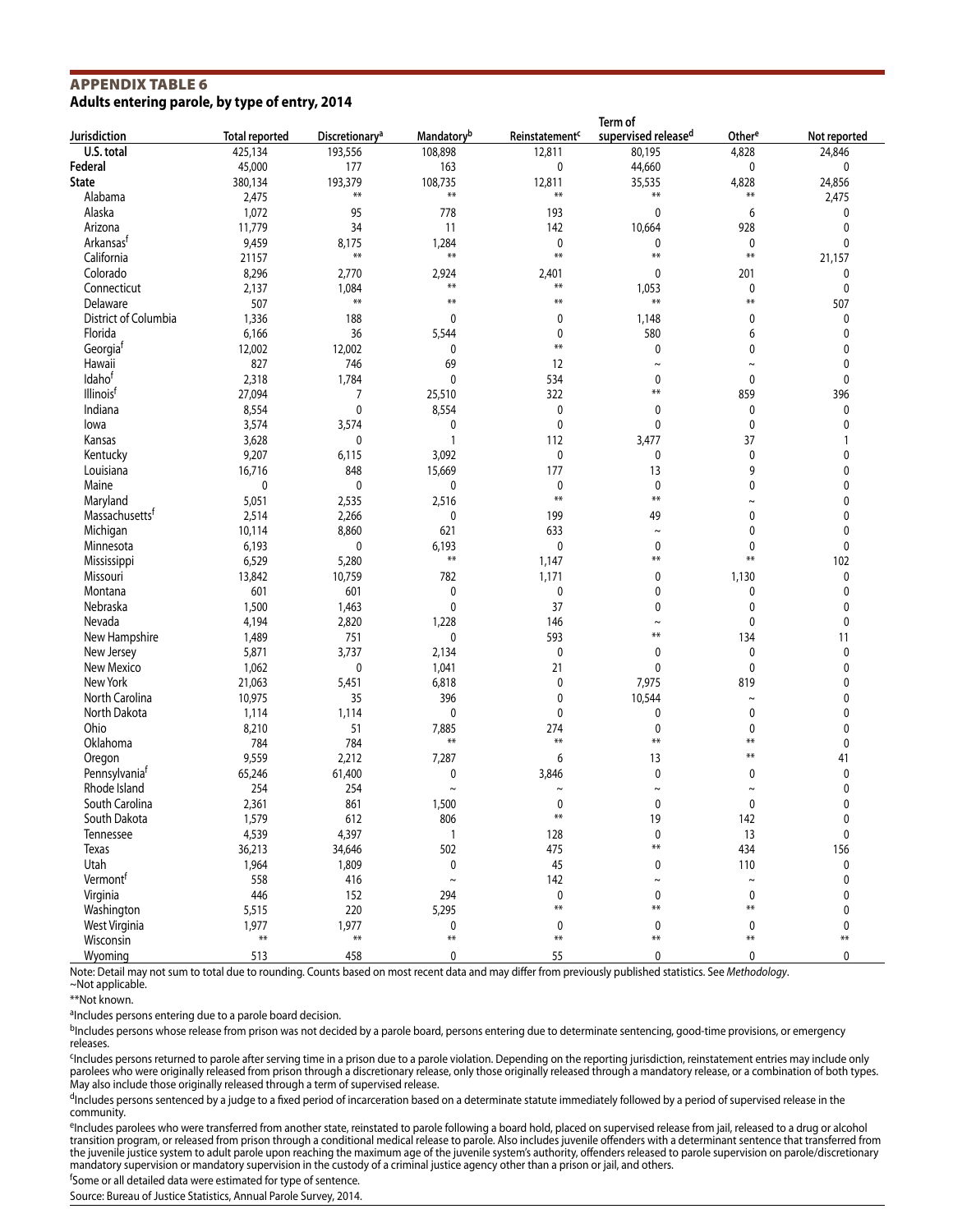## APPENDIX TABLE 6

**Adults entering parole, by type of entry, 2014**

| Jurisdiction | Total reported | Discretionary[a] | Mandatory[b] | Reinstatement[c] | Term of supervised release[d] | Other[e] | Not reported |
|---|---|---|---|---|---|---|---|
| **U.S. total** | 425,134 | 193,556 | 108,898 | 12,811 | 80,195 | 4,828 | 24,846 |
| **Federal** | 45,000 | 177 | 163 | 0 | 44,660 | 0 | 0 |
| **State** | 380,134 | 193,379 | 108,735 | 12,811 | 35,535 | 4,828 | 24,856 |
| Alabama | 2,475 | ** | ** | ** | ** | ** | 2,475 |
| Alaska | 1,072 | 95 | 778 | 193 | 0 | 6 | 0 |
| Arizona | 11,779 | 34 | 11 | 142 | 10,664 | 928 | 0 |
| Arkansas[f] | 9,459 | 8,175 | 1,284 | 0 | 0 | 0 | 0 |
| California | 21157 | ** | ** | ** | ** | ** | 21,157 |
| Colorado | 8,296 | 2,770 | 2,924 | 2,401 | 0 | 201 | 0 |
| Connecticut | 2,137 | 1,084 | ** | ** | 1,053 | 0 | 0 |
| Delaware | 507 | ** | ** | ** | ** | ** | 507 |
| District of Columbia | 1,336 | 188 | 0 | 0 | 1,148 | 0 | 0 |
| Florida | 6,166 | 36 | 5,544 | 0 | 580 | 6 | 0 |
| Georgia[f] | 12,002 | 12,002 | 0 | ** | 0 | 0 | 0 |
| Hawaii | 827 | 746 | 69 | 12 | ~ | ~ | 0 |
| Idaho[f] | 2,318 | 1,784 | 0 | 534 | 0 | 0 | 0 |
| Illinois[f] | 27,094 | 7 | 25,510 | 322 | ** | 859 | 396 |
| Indiana | 8,554 | 0 | 8,554 | 0 | 0 | 0 | 0 |
| Iowa | 3,574 | 3,574 | 0 | 0 | 0 | 0 | 0 |
| Kansas | 3,628 | 0 | 1 | 112 | 3,477 | 37 | 1 |
| Kentucky | 9,207 | 6,115 | 3,092 | 0 | 0 | 0 | 0 |
| Louisiana | 16,716 | 848 | 15,669 | 177 | 13 | 9 | 0 |
| Maine | 0 | 0 | 0 | 0 | 0 | 0 | 0 |
| Maryland | 5,051 | 2,535 | 2,516 | ** | ** | ~ | 0 |
| Massachusetts[f] | 2,514 | 2,266 | 0 | 199 | 49 | 0 | 0 |
| Michigan | 10,114 | 8,860 | 621 | 633 | ~ | 0 | 0 |
| Minnesota | 6,193 | 0 | 6,193 | 0 | 0 | 0 | 0 |
| Mississippi | 6,529 | 5,280 | ** | 1,147 | ** | ** | 102 |
| Missouri | 13,842 | 10,759 | 782 | 1,171 | 0 | 1,130 | 0 |
| Montana | 601 | 601 | 0 | 0 | 0 | 0 | 0 |
| Nebraska | 1,500 | 1,463 | 0 | 37 | 0 | 0 | 0 |
| Nevada | 4,194 | 2,820 | 1,228 | 146 | ~ | 0 | 0 |
| New Hampshire | 1,489 | 751 | 0 | 593 | ** | 134 | 11 |
| New Jersey | 5,871 | 3,737 | 2,134 | 0 | 0 | 0 | 0 |
| New Mexico | 1,062 | 0 | 1,041 | 21 | 0 | 0 | 0 |
| New York | 21,063 | 5,451 | 6,818 | 0 | 7,975 | 819 | 0 |
| North Carolina | 10,975 | 35 | 396 | 0 | 10,544 | ~ | 0 |
| North Dakota | 1,114 | 1,114 | 0 | 0 | 0 | 0 | 0 |
| Ohio | 8,210 | 51 | 7,885 | 274 | 0 | 0 | 0 |
| Oklahoma | 784 | 784 | ** | ** | ** | ** | 0 |
| Oregon | 9,559 | 2,212 | 7,287 | 6 | 13 | ** | 41 |
| Pennsylvania[f] | 65,246 | 61,400 | 0 | 3,846 | 0 | 0 | 0 |
| Rhode Island | 254 | 254 | ~ | ~ | ~ | ~ | 0 |
| South Carolina | 2,361 | 861 | 1,500 | 0 | 0 | 0 | 0 |
| South Dakota | 1,579 | 612 | 806 | ** | 19 | 142 | 0 |
| Tennessee | 4,539 | 4,397 | 1 | 128 | 0 | 13 | 0 |
| Texas | 36,213 | 34,646 | 502 | 475 | ** | 434 | 156 |
| Utah | 1,964 | 1,809 | 0 | 45 | 0 | 110 | 0 |
| Vermont[f] | 558 | 416 | ~ | 142 | ~ | ~ | 0 |
| Virginia | 446 | 152 | 294 | 0 | 0 | 0 | 0 |
| Washington | 5,515 | 220 | 5,295 | ** | ** | ** | 0 |
| West Virginia | 1,977 | 1,977 | 0 | 0 | 0 | 0 | 0 |
| Wisconsin | ** | ** | ** | ** | ** | ** | ** |
| Wyoming | 513 | 458 | 0 | 55 | 0 | 0 | 0 |

Note: Detail may not sum to total due to rounding. Counts based on most recent data and may differ from previously published statistics. See *Methodology*.

~Not applicable.

**Not known.

[a]Includes persons entering due to a parole board decision.

[b]Includes persons whose release from prison was not decided by a parole board, persons entering due to determinate sentencing, good-time provisions, or emergency releases.

[c]Includes persons returned to parole after serving time in a prison due to a parole violation. Depending on the reporting jurisdiction, reinstatement entries may include only parolees who were originally released from prison through a discretionary release, only those originally released through a mandatory release, or a combination of both types. May also include those originally released through a term of supervised release.

[d]Includes persons sentenced by a judge to a fixed period of incarceration based on a determinate statute immediately followed by a period of supervised release in the community.

[e]Includes parolees who were transferred from another state, reinstated to parole following a board hold, placed on supervised release from jail, released to a drug or alcohol transition program, or released from prison through a conditional medical release to parole. Also includes juvenile offenders with a determinant sentence that transferred from the juvenile justice system to adult parole upon reaching the maximum age of the juvenile system's authority, offenders released to parole supervision on parole/discretionary mandatory supervision or mandatory supervision in the custody of a criminal justice agency other than a prison or jail, and others.

[f]Some or all detailed data were estimated for type of sentence.

Source: Bureau of Justice Statistics, Annual Parole Survey, 2014.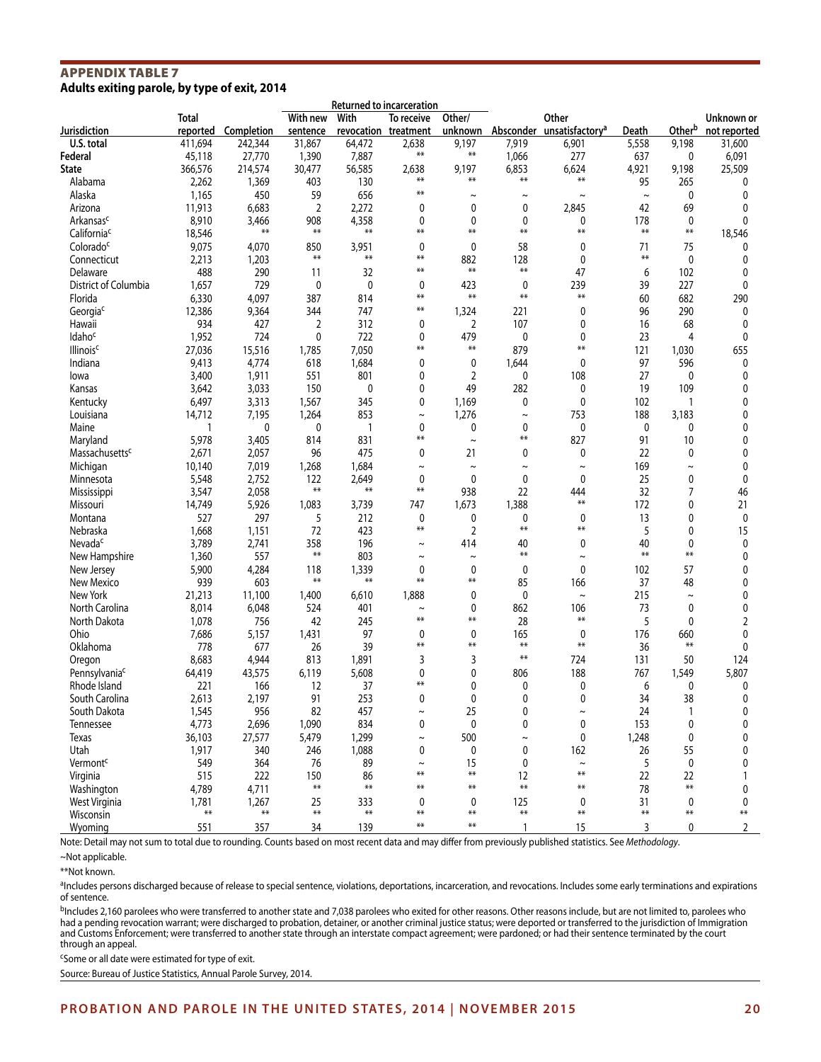## APPENDIX TABLE 7

**Adults exiting parole, by type of exit, 2014**

| Jurisdiction | Total reported | Completion | Returned to incarceration: With new sentence | Returned to incarceration: With revocation | Returned to incarceration: To receive treatment | Returned to incarceration: Other/unknown | Absconder | Other unsatisfactory[a] | Death | Other[b] | Unknown or not reported |
|---|---|---|---|---|---|---|---|---|---|---|---|
| **U.S. total** | 411,694 | 242,344 | 31,867 | 64,472 | 2,638 | 9,197 | 7,919 | 6,901 | 5,558 | 9,198 | 31,600 |
| **Federal** | 45,118 | 27,770 | 1,390 | 7,887 | ** | ** | 1,066 | 277 | 637 | 0 | 6,091 |
| **State** | 366,576 | 214,574 | 30,477 | 56,585 | 2,638 | 9,197 | 6,853 | 6,624 | 4,921 | 9,198 | 25,509 |
| Alabama | 2,262 | 1,369 | 403 | 130 | ** | ** | ** | ** | 95 | 265 | 0 |
| Alaska | 1,165 | 450 | 59 | 656 | ** | ~ | ~ | ~ | ~ | 0 | 0 |
| Arizona | 11,913 | 6,683 | 2 | 2,272 | 0 | 0 | 0 | 2,845 | 42 | 69 | 0 |
| Arkansas[c] | 8,910 | 3,466 | 908 | 4,358 | 0 | 0 | 0 | 0 | 178 | 0 | 0 |
| California[c] | 18,546 | ** | ** | ** | ** | ** | ** | ** | ** | ** | 18,546 |
| Colorado[c] | 9,075 | 4,070 | 850 | 3,951 | 0 | 0 | 58 | 0 | 71 | 75 | 0 |
| Connecticut | 2,213 | 1,203 | ** | ** | ** | 882 | 128 | 0 | ** | 0 | 0 |
| Delaware | 488 | 290 | 11 | 32 | ** | ** | ** | 47 | 6 | 102 | 0 |
| District of Columbia | 1,657 | 729 | 0 | 0 | 0 | 423 | 0 | 239 | 39 | 227 | 0 |
| Florida | 6,330 | 4,097 | 387 | 814 | ** | ** | ** | ** | 60 | 682 | 290 |
| Georgia[c] | 12,386 | 9,364 | 344 | 747 | ** | 1,324 | 221 | 0 | 96 | 290 | 0 |
| Hawaii | 934 | 427 | 2 | 312 | 0 | 2 | 107 | 0 | 16 | 68 | 0 |
| Idaho[c] | 1,952 | 724 | 0 | 722 | 0 | 479 | 0 | 0 | 23 | 4 | 0 |
| Illinois[c] | 27,036 | 15,516 | 1,785 | 7,050 | ** | ** | 879 | ** | 121 | 1,030 | 655 |
| Indiana | 9,413 | 4,774 | 618 | 1,684 | 0 | 0 | 1,644 | 0 | 97 | 596 | 0 |
| Iowa | 3,400 | 1,911 | 551 | 801 | 0 | 2 | 0 | 108 | 27 | 0 | 0 |
| Kansas | 3,642 | 3,033 | 150 | 0 | 0 | 49 | 282 | 0 | 19 | 109 | 0 |
| Kentucky | 6,497 | 3,313 | 1,567 | 345 | 0 | 1,169 | 0 | 0 | 102 | 1 | 0 |
| Louisiana | 14,712 | 7,195 | 1,264 | 853 | ~ | 1,276 | ~ | 753 | 188 | 3,183 | 0 |
| Maine | 1 | 0 | 0 | 1 | 0 | 0 | 0 | 0 | 0 | 0 | 0 |
| Maryland | 5,978 | 3,405 | 814 | 831 | ** | ~ | ** | 827 | 91 | 10 | 0 |
| Massachusetts[c] | 2,671 | 2,057 | 96 | 475 | 0 | 21 | 0 | 0 | 22 | 0 | 0 |
| Michigan | 10,140 | 7,019 | 1,268 | 1,684 | ~ | ~ | ~ | ~ | 169 | ~ | 0 |
| Minnesota | 5,548 | 2,752 | 122 | 2,649 | 0 | 0 | 0 | 0 | 25 | 0 | 0 |
| Mississippi | 3,547 | 2,058 | ** | ** | ** | 938 | 22 | 444 | 32 | 7 | 46 |
| Missouri | 14,749 | 5,926 | 1,083 | 3,739 | 747 | 1,673 | 1,388 | ** | 172 | 0 | 21 |
| Montana | 527 | 297 | 5 | 212 | 0 | 0 | 0 | 0 | 13 | 0 | 0 |
| Nebraska | 1,668 | 1,151 | 72 | 423 | ** | 2 | ** | ** | 5 | 0 | 15 |
| Nevada[c] | 3,789 | 2,741 | 358 | 196 | ~ | 414 | 40 | 0 | 40 | 0 | 0 |
| New Hampshire | 1,360 | 557 | ** | 803 | ~ | ~ | ** | ~ | ** | ** | 0 |
| New Jersey | 5,900 | 4,284 | 118 | 1,339 | 0 | 0 | 0 | 0 | 102 | 57 | 0 |
| New Mexico | 939 | 603 | ** | ** | ** | ** | 85 | 166 | 37 | 48 | 0 |
| New York | 21,213 | 11,100 | 1,400 | 6,610 | 1,888 | 0 | 0 | ~ | 215 | ~ | 0 |
| North Carolina | 8,014 | 6,048 | 524 | 401 | ~ | 0 | 862 | 106 | 73 | 0 | 0 |
| North Dakota | 1,078 | 756 | 42 | 245 | ** | ** | 28 | ** | 5 | 0 | 2 |
| Ohio | 7,686 | 5,157 | 1,431 | 97 | 0 | 0 | 165 | 0 | 176 | 660 | 0 |
| Oklahoma | 778 | 677 | 26 | 39 | ** | ** | ** | ** | 36 | ** | 0 |
| Oregon | 8,683 | 4,944 | 813 | 1,891 | 3 | 3 | ** | 724 | 131 | 50 | 124 |
| Pennsylvania[c] | 64,419 | 43,575 | 6,119 | 5,608 | 0 | 0 | 806 | 188 | 767 | 1,549 | 5,807 |
| Rhode Island | 221 | 166 | 12 | 37 | ** | 0 | 0 | 0 | 6 | 0 | 0 |
| South Carolina | 2,613 | 2,197 | 91 | 253 | 0 | 0 | 0 | 0 | 34 | 38 | 0 |
| South Dakota | 1,545 | 956 | 82 | 457 | ~ | 25 | 0 | ~ | 24 | 1 | 0 |
| Tennessee | 4,773 | 2,696 | 1,090 | 834 | 0 | 0 | 0 | 0 | 153 | 0 | 0 |
| Texas | 36,103 | 27,577 | 5,479 | 1,299 | ~ | 500 | ~ | 0 | 1,248 | 0 | 0 |
| Utah | 1,917 | 340 | 246 | 1,088 | 0 | 0 | 0 | 162 | 26 | 55 | 0 |
| Vermont[c] | 549 | 364 | 76 | 89 | ~ | 15 | 0 | ~ | 5 | 0 | 0 |
| Virginia | 515 | 222 | 150 | 86 | ** | ** | 12 | ** | 22 | 22 | 1 |
| Washington | 4,789 | 4,711 | ** | ** | ** | ** | ** | ** | 78 | ** | 0 |
| West Virginia | 1,781 | 1,267 | 25 | 333 | 0 | 0 | 125 | 0 | 31 | 0 | 0 |
| Wisconsin | ** | ** | ** | ** | ** | ** | ** | ** | ** | ** | ** |
| Wyoming | 551 | 357 | 34 | 139 | ** | ** | 1 | 15 | 3 | 0 | 2 |

Note: Detail may not sum to total due to rounding. Counts based on most recent data and may differ from previously published statistics. See *Methodology*.

~Not applicable.

**Not known.

[a]Includes persons discharged because of release to special sentence, violations, deportations, incarceration, and revocations. Includes some early terminations and expirations of sentence.

[b]Includes 2,160 parolees who were transferred to another state and 7,038 parolees who exited for other reasons. Other reasons include, but are not limited to, parolees who had a pending revocation warrant; were discharged to probation, detainer, or another criminal justice status; were deported or transferred to the jurisdiction of Immigration and Customs Enforcement; were transferred to another state through an interstate compact agreement; were pardoned; or had their sentence terminated by the court through an appeal.

[c]Some or all date were estimated for type of exit.

Source: Bureau of Justice Statistics, Annual Parole Survey, 2014.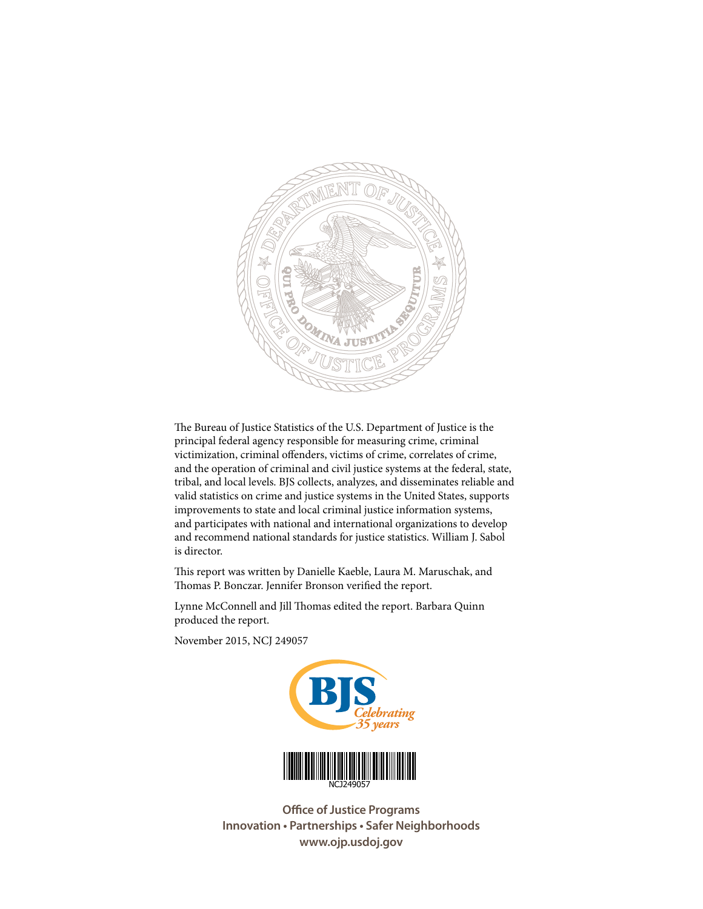The Bureau of Justice Statistics of the U.S. Department of Justice is the principal federal agency responsible for measuring crime, criminal victimization, criminal offenders, victims of crime, correlates of crime, and the operation of criminal and civil justice systems at the federal, state, tribal, and local levels. BJS collects, analyzes, and disseminates reliable and valid statistics on crime and justice systems in the United States, supports improvements to state and local criminal justice information systems, and participates with national and international organizations to develop and recommend national standards for justice statistics. William J. Sabol is director.

This report was written by Danielle Kaeble, Laura M. Maruschak, and Thomas P. Bonczar. Jennifer Bronson verified the report.

Lynne McConnell and Jill Thomas edited the report. Barbara Quinn produced the report.

November 2015, NCJ 249057

NCJ249057

**Office of Justice Programs**
**Innovation • Partnerships • Safer Neighborhoods**
**www.ojp.usdoj.gov**